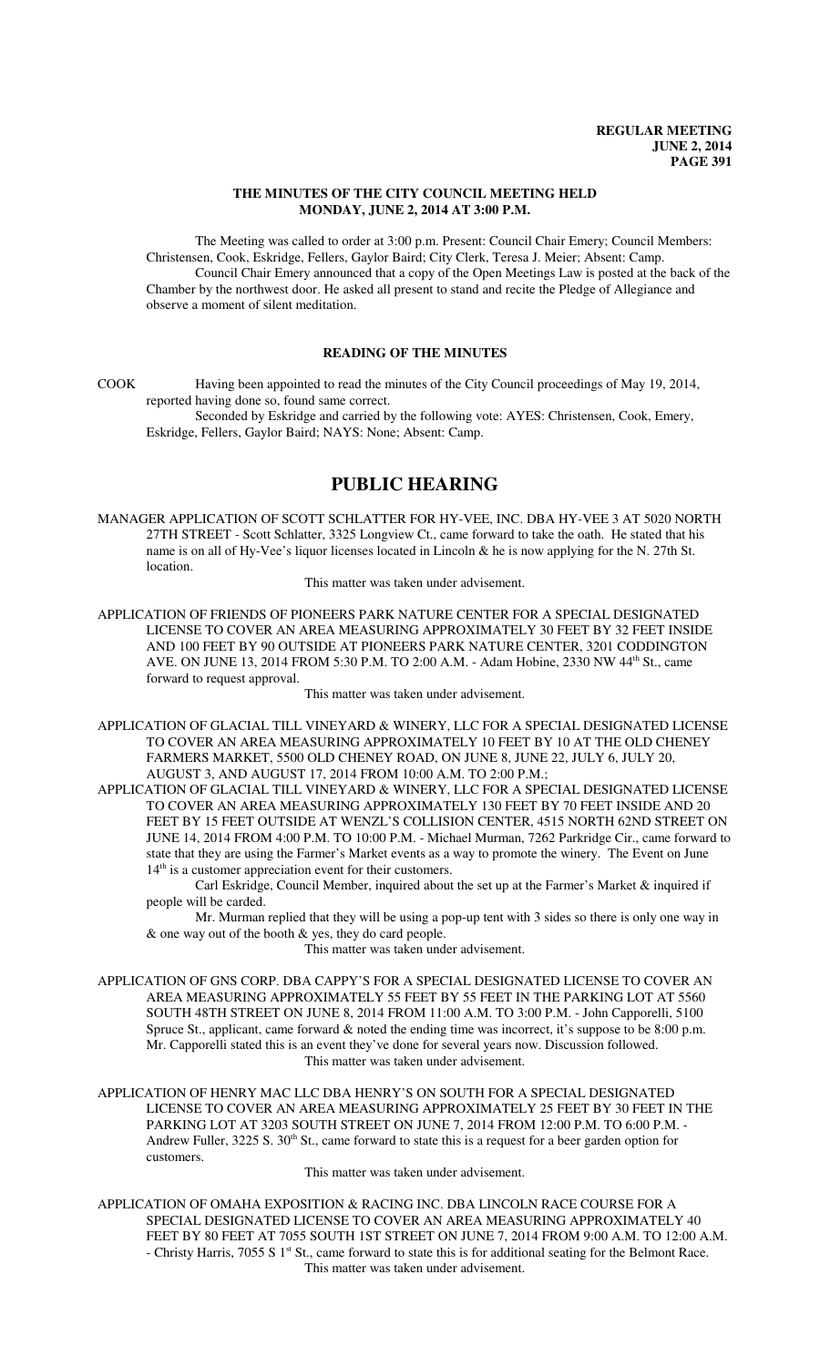# THE MINUTES OF THE CITY COUNCIL MEETING HELD MONDAY, JUNE 2, 2014 AT 3:00 P.M.

The Meeting was called to order at 3:00 p.m. Present: Council Chair Emery; Council Members: Christensen, Cook, Eskridge, Fellers, Gaylor Baird; City Clerk, Teresa J. Meier; Absent: Camp.

Council Chair Emery announced that a copy of the Open Meetings Law is posted at the back of the Chamber by the northwest door. He asked all present to stand and recite the Pledge of Allegiance and observe a moment of silent meditation.

## READING OF THE MINUTES

COOK Having been appointed to read the minutes of the City Council proceedings of May 19, 2014, reported having done so, found same correct.

Seconded by Eskridge and carried by the following vote: AYES: Christensen, Cook, Emery, Eskridge, Fellers, Gaylor Baird; NAYS: None; Absent: Camp.

# PUBLIC HEARING

MANAGER APPLICATION OF SCOTT SCHLATTER FOR HY-VEE, INC. DBA HY-VEE 3 AT 5020 NORTH 27TH STREET - Scott Schlatter, 3325 Longview Ct., came forward to take the oath. He stated that his name is on all of Hy-Vee's liquor licenses located in Lincoln & he is now applying for the N. 27th St. location.

This matter was taken under advisement.

APPLICATION OF FRIENDS OF PIONEERS PARK NATURE CENTER FOR A SPECIAL DESIGNATED LICENSE TO COVER AN AREA MEASURING APPROXIMATELY 30 FEET BY 32 FEET INSIDE AND 100 FEET BY 90 OUTSIDE AT PIONEERS PARK NATURE CENTER, 3201 CODDINGTON AVE. ON JUNE 13, 2014 FROM 5:30 P.M. TO 2:00 A.M. - Adam Hobine, 2330 NW 44th St., came forward to request approval.

This matter was taken under advisement.

APPLICATION OF GLACIAL TILL VINEYARD & WINERY, LLC FOR A SPECIAL DESIGNATED LICENSE TO COVER AN AREA MEASURING APPROXIMATELY 10 FEET BY 10 AT THE OLD CHENEY FARMERS MARKET, 5500 OLD CHENEY ROAD, ON JUNE 8, JUNE 22, JULY 6, JULY 20, AUGUST 3, AND AUGUST 17, 2014 FROM 10:00 A.M. TO 2:00 P.M.;

APPLICATION OF GLACIAL TILL VINEYARD & WINERY, LLC FOR A SPECIAL DESIGNATED LICENSE TO COVER AN AREA MEASURING APPROXIMATELY 130 FEET BY 70 FEET INSIDE AND 20 FEET BY 15 FEET OUTSIDE AT WENZL'S COLLISION CENTER, 4515 NORTH 62ND STREET ON JUNE 14, 2014 FROM 4:00 P.M. TO 10:00 P.M. - Michael Murman, 7262 Parkridge Cir., came forward to state that they are using the Farmer's Market events as a way to promote the winery. The Event on June 14th is a customer appreciation event for their customers.

Carl Eskridge, Council Member, inquired about the set up at the Farmer's Market & inquired if people will be carded.

Mr. Murman replied that they will be using a pop-up tent with 3 sides so there is only one way in & one way out of the booth & yes, they do card people.

This matter was taken under advisement.

APPLICATION OF GNS CORP. DBA CAPPY'S FOR A SPECIAL DESIGNATED LICENSE TO COVER AN AREA MEASURING APPROXIMATELY 55 FEET BY 55 FEET IN THE PARKING LOT AT 5560 SOUTH 48TH STREET ON JUNE 8, 2014 FROM 11:00 A.M. TO 3:00 P.M. - John Capporelli, 5100 Spruce St., applicant, came forward & noted the ending time was incorrect, it's suppose to be 8:00 p.m. Mr. Capporelli stated this is an event they've done for several years now. Discussion followed.

This matter was taken under advisement.

APPLICATION OF HENRY MAC LLC DBA HENRY'S ON SOUTH FOR A SPECIAL DESIGNATED LICENSE TO COVER AN AREA MEASURING APPROXIMATELY 25 FEET BY 30 FEET IN THE PARKING LOT AT 3203 SOUTH STREET ON JUNE 7, 2014 FROM 12:00 P.M. TO 6:00 P.M. - Andrew Fuller, 3225 S. 30th St., came forward to state this is a request for a beer garden option for customers.

This matter was taken under advisement.

APPLICATION OF OMAHA EXPOSITION & RACING INC. DBA LINCOLN RACE COURSE FOR A SPECIAL DESIGNATED LICENSE TO COVER AN AREA MEASURING APPROXIMATELY 40 FEET BY 80 FEET AT 7055 SOUTH 1ST STREET ON JUNE 7, 2014 FROM 9:00 A.M. TO 12:00 A.M. - Christy Harris, 7055 S 1st St., came forward to state this is for additional seating for the Belmont Race.

This matter was taken under advisement.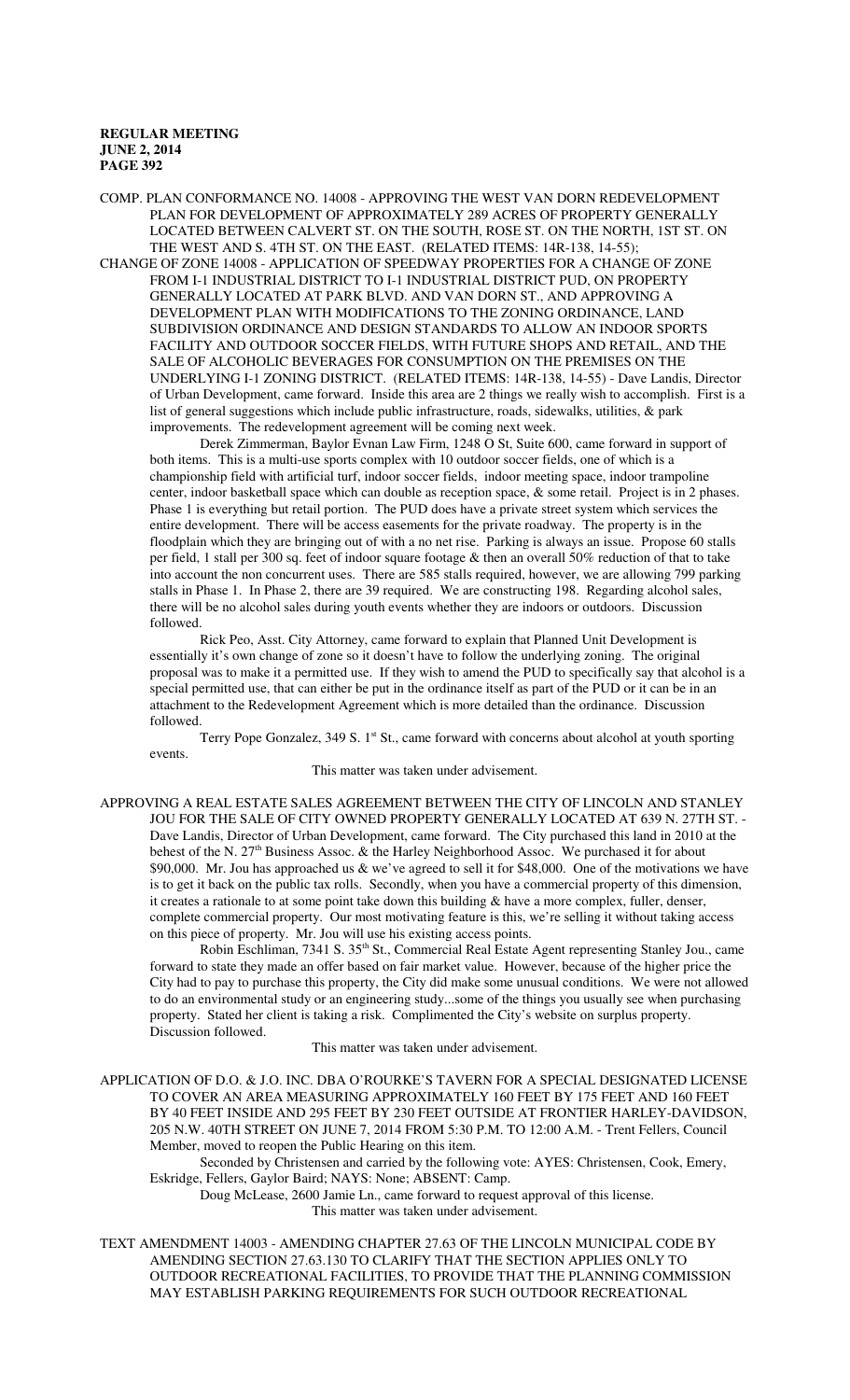COMP. PLAN CONFORMANCE NO. 14008 - APPROVING THE WEST VAN DORN REDEVELOPMENT PLAN FOR DEVELOPMENT OF APPROXIMATELY 289 ACRES OF PROPERTY GENERALLY LOCATED BETWEEN CALVERT ST. ON THE SOUTH, ROSE ST. ON THE NORTH, 1ST ST. ON THE WEST AND S. 4TH ST. ON THE EAST. (RELATED ITEMS: 14R-138, 14-55);

CHANGE OF ZONE 14008 - APPLICATION OF SPEEDWAY PROPERTIES FOR A CHANGE OF ZONE FROM I-1 INDUSTRIAL DISTRICT TO I-1 INDUSTRIAL DISTRICT PUD, ON PROPERTY GENERALLY LOCATED AT PARK BLVD. AND VAN DORN ST., AND APPROVING A DEVELOPMENT PLAN WITH MODIFICATIONS TO THE ZONING ORDINANCE, LAND SUBDIVISION ORDINANCE AND DESIGN STANDARDS TO ALLOW AN INDOOR SPORTS FACILITY AND OUTDOOR SOCCER FIELDS, WITH FUTURE SHOPS AND RETAIL, AND THE SALE OF ALCOHOLIC BEVERAGES FOR CONSUMPTION ON THE PREMISES ON THE UNDERLYING I-1 ZONING DISTRICT. (RELATED ITEMS: 14R-138, 14-55) - Dave Landis, Director of Urban Development, came forward. Inside this area are 2 things we really wish to accomplish. First is a list of general suggestions which include public infrastructure, roads, sidewalks, utilities, & park improvements. The redevelopment agreement will be coming next week.

Derek Zimmerman, Baylor Evnan Law Firm, 1248 O St, Suite 600, came forward in support of both items. This is a multi-use sports complex with 10 outdoor soccer fields, one of which is a championship field with artificial turf, indoor soccer fields, indoor meeting space, indoor trampoline center, indoor basketball space which can double as reception space, & some retail. Project is in 2 phases. Phase 1 is everything but retail portion. The PUD does have a private street system which services the entire development. There will be access easements for the private roadway. The property is in the floodplain which they are bringing out of with a no net rise. Parking is always an issue. Propose 60 stalls per field, 1 stall per 300 sq. feet of indoor square footage & then an overall 50% reduction of that to take into account the non concurrent uses. There are 585 stalls required, however, we are allowing 799 parking stalls in Phase 1. In Phase 2, there are 39 required. We are constructing 198. Regarding alcohol sales, there will be no alcohol sales during youth events whether they are indoors or outdoors. Discussion followed.

Rick Peo, Asst. City Attorney, came forward to explain that Planned Unit Development is essentially it's own change of zone so it doesn't have to follow the underlying zoning. The original proposal was to make it a permitted use. If they wish to amend the PUD to specifically say that alcohol is a special permitted use, that can either be put in the ordinance itself as part of the PUD or it can be in an attachment to the Redevelopment Agreement which is more detailed than the ordinance. Discussion followed.

Terry Pope Gonzalez, 349 S. 1st St., came forward with concerns about alcohol at youth sporting events.

This matter was taken under advisement.

APPROVING A REAL ESTATE SALES AGREEMENT BETWEEN THE CITY OF LINCOLN AND STANLEY JOU FOR THE SALE OF CITY OWNED PROPERTY GENERALLY LOCATED AT 639 N. 27TH ST. - Dave Landis, Director of Urban Development, came forward. The City purchased this land in 2010 at the behest of the N. 27th Business Assoc. & the Harley Neighborhood Assoc. We purchased it for about $90,000. Mr. Jou has approached us & we've agreed to sell it for $48,000. One of the motivations we have is to get it back on the public tax rolls. Secondly, when you have a commercial property of this dimension, it creates a rationale to at some point take down this building & have a more complex, fuller, denser, complete commercial property. Our most motivating feature is this, we're selling it without taking access on this piece of property. Mr. Jou will use his existing access points.

Robin Eschliman, 7341 S. 35th St., Commercial Real Estate Agent representing Stanley Jou., came forward to state they made an offer based on fair market value. However, because of the higher price the City had to pay to purchase this property, the City did make some unusual conditions. We were not allowed to do an environmental study or an engineering study...some of the things you usually see when purchasing property. Stated her client is taking a risk. Complimented the City's website on surplus property. Discussion followed.

This matter was taken under advisement.

APPLICATION OF D.O. & J.O. INC. DBA O'ROURKE'S TAVERN FOR A SPECIAL DESIGNATED LICENSE TO COVER AN AREA MEASURING APPROXIMATELY 160 FEET BY 175 FEET AND 160 FEET BY 40 FEET INSIDE AND 295 FEET BY 230 FEET OUTSIDE AT FRONTIER HARLEY-DAVIDSON, 205 N.W. 40TH STREET ON JUNE 7, 2014 FROM 5:30 P.M. TO 12:00 A.M. - Trent Fellers, Council Member, moved to reopen the Public Hearing on this item.

Seconded by Christensen and carried by the following vote: AYES: Christensen, Cook, Emery, Eskridge, Fellers, Gaylor Baird; NAYS: None; ABSENT: Camp.

Doug McLease, 2600 Jamie Ln., came forward to request approval of this license.

This matter was taken under advisement.

TEXT AMENDMENT 14003 - AMENDING CHAPTER 27.63 OF THE LINCOLN MUNICIPAL CODE BY AMENDING SECTION 27.63.130 TO CLARIFY THAT THE SECTION APPLIES ONLY TO OUTDOOR RECREATIONAL FACILITIES, TO PROVIDE THAT THE PLANNING COMMISSION MAY ESTABLISH PARKING REQUIREMENTS FOR SUCH OUTDOOR RECREATIONAL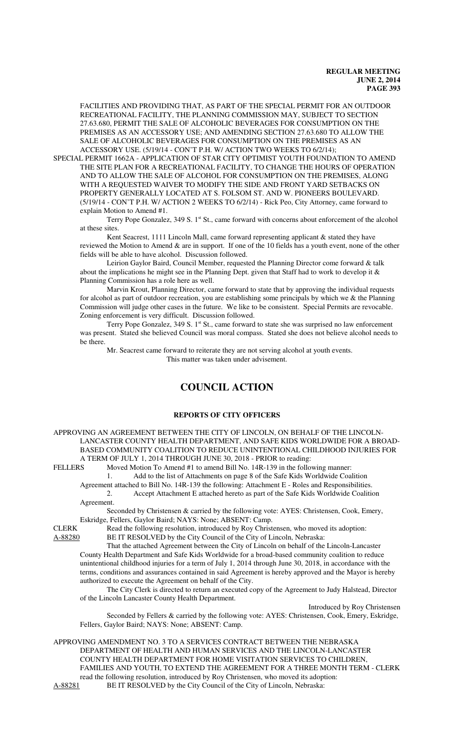FACILITIES AND PROVIDING THAT, AS PART OF THE SPECIAL PERMIT FOR AN OUTDOOR RECREATIONAL FACILITY, THE PLANNING COMMISSION MAY, SUBJECT TO SECTION 27.63.680, PERMIT THE SALE OF ALCOHOLIC BEVERAGES FOR CONSUMPTION ON THE PREMISES AS AN ACCESSORY USE; AND AMENDING SECTION 27.63.680 TO ALLOW THE SALE OF ALCOHOLIC BEVERAGES FOR CONSUMPTION ON THE PREMISES AS AN ACCESSORY USE. (5/19/14 - CON'T P.H. W/ ACTION TWO WEEKS TO 6/2/14);

SPECIAL PERMIT 1662A - APPLICATION OF STAR CITY OPTIMIST YOUTH FOUNDATION TO AMEND THE SITE PLAN FOR A RECREATIONAL FACILITY, TO CHANGE THE HOURS OF OPERATION AND TO ALLOW THE SALE OF ALCOHOL FOR CONSUMPTION ON THE PREMISES, ALONG WITH A REQUESTED WAIVER TO MODIFY THE SIDE AND FRONT YARD SETBACKS ON PROPERTY GENERALLY LOCATED AT S. FOLSOM ST. AND W. PIONEERS BOULEVARD. (5/19/14 - CON'T P.H. W/ ACTION 2 WEEKS TO 6/2/14) - Rick Peo, City Attorney, came forward to explain Motion to Amend #1.

Terry Pope Gonzalez, 349 S. 1st St., came forward with concerns about enforcement of the alcohol at these sites.

Kent Seacrest, 1111 Lincoln Mall, came forward representing applicant & stated they have reviewed the Motion to Amend & are in support. If one of the 10 fields has a youth event, none of the other fields will be able to have alcohol. Discussion followed.

Leirion Gaylor Baird, Council Member, requested the Planning Director come forward & talk about the implications he might see in the Planning Dept. given that Staff had to work to develop it & Planning Commission has a role here as well.

Marvin Krout, Planning Director, came forward to state that by approving the individual requests for alcohol as part of outdoor recreation, you are establishing some principals by which we & the Planning Commission will judge other cases in the future. We like to be consistent. Special Permits are revocable. Zoning enforcement is very difficult. Discussion followed.

Terry Pope Gonzalez, 349 S. 1st St., came forward to state she was surprised no law enforcement was present. Stated she believed Council was moral compass. Stated she does not believe alcohol needs to be there.

Mr. Seacrest came forward to reiterate they are not serving alcohol at youth events.

This matter was taken under advisement.

# COUNCIL ACTION

## REPORTS OF CITY OFFICERS

APPROVING AN AGREEMENT BETWEEN THE CITY OF LINCOLN, ON BEHALF OF THE LINCOLN-LANCASTER COUNTY HEALTH DEPARTMENT, AND SAFE KIDS WORLDWIDE FOR A BROAD-BASED COMMUNITY COALITION TO REDUCE UNINTENTIONAL CHILDHOOD INJURIES FOR A TERM OF JULY 1, 2014 THROUGH JUNE 30, 2018 - PRIOR to reading:

FELLERS Moved Motion To Amend #1 to amend Bill No. 14R-139 in the following manner:

1. Add to the list of Attachments on page 8 of the Safe Kids Worldwide Coalition Agreement attached to Bill No. 14R-139 the following: Attachment E - Roles and Responsibilities.
2. Accept Attachment E attached hereto as part of the Safe Kids Worldwide Coalition Agreement.

Seconded by Christensen & carried by the following vote: AYES: Christensen, Cook, Emery, Eskridge, Fellers, Gaylor Baird; NAYS: None; ABSENT: Camp.

CLERK Read the following resolution, introduced by Roy Christensen, who moved its adoption:

A-88280 BE IT RESOLVED by the City Council of the City of Lincoln, Nebraska:

That the attached Agreement between the City of Lincoln on behalf of the Lincoln-Lancaster County Health Department and Safe Kids Worldwide for a broad-based community coalition to reduce unintentional childhood injuries for a term of July 1, 2014 through June 30, 2018, in accordance with the terms, conditions and assurances contained in said Agreement is hereby approved and the Mayor is hereby authorized to execute the Agreement on behalf of the City.

The City Clerk is directed to return an executed copy of the Agreement to Judy Halstead, Director of the Lincoln Lancaster County Health Department.

Introduced by Roy Christensen

Seconded by Fellers & carried by the following vote: AYES: Christensen, Cook, Emery, Eskridge, Fellers, Gaylor Baird; NAYS: None; ABSENT: Camp.

APPROVING AMENDMENT NO. 3 TO A SERVICES CONTRACT BETWEEN THE NEBRASKA DEPARTMENT OF HEALTH AND HUMAN SERVICES AND THE LINCOLN-LANCASTER COUNTY HEALTH DEPARTMENT FOR HOME VISITATION SERVICES TO CHILDREN, FAMILIES AND YOUTH, TO EXTEND THE AGREEMENT FOR A THREE MONTH TERM - CLERK read the following resolution, introduced by Roy Christensen, who moved its adoption:

A-88281 BE IT RESOLVED by the City Council of the City of Lincoln, Nebraska: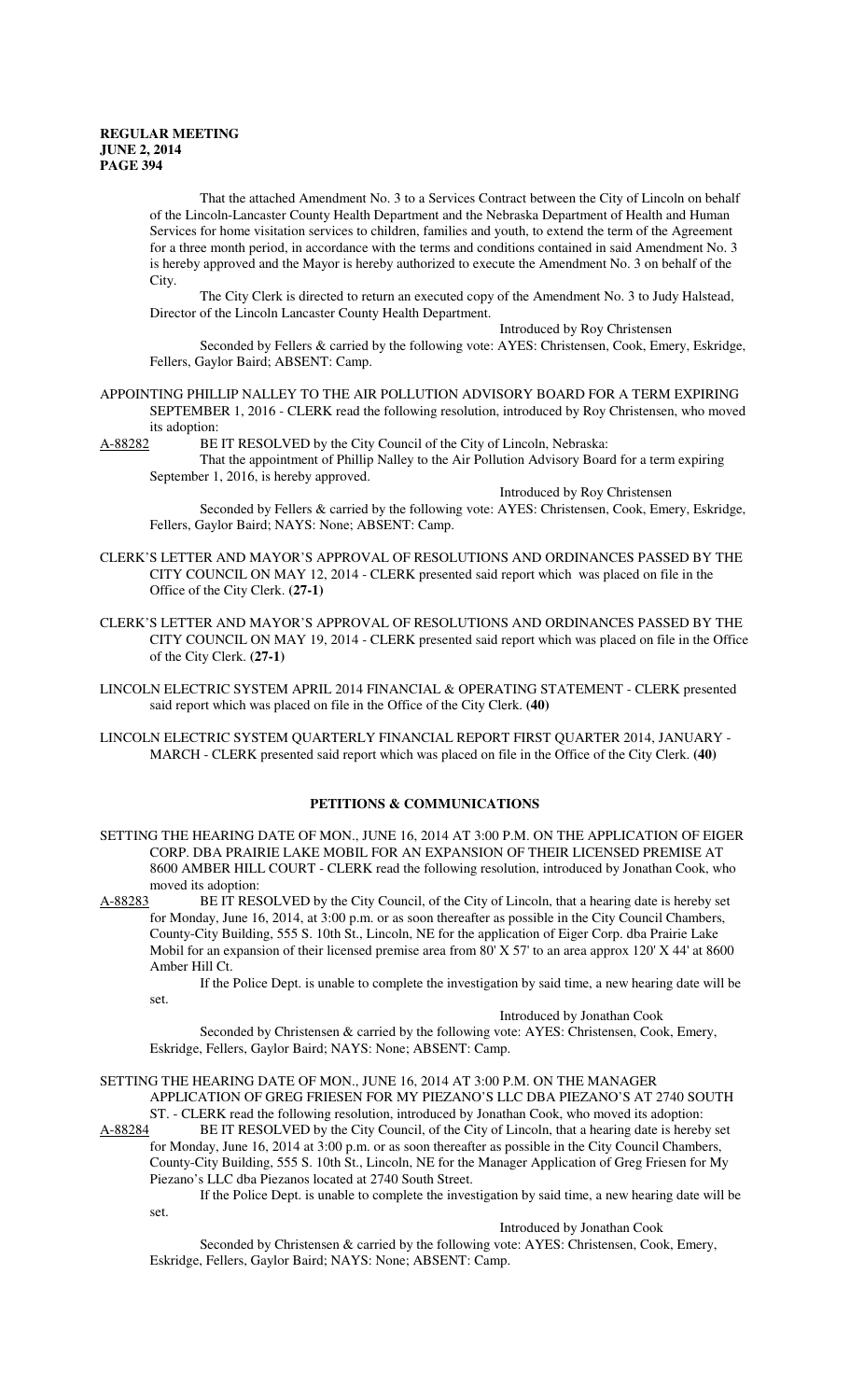That the attached Amendment No. 3 to a Services Contract between the City of Lincoln on behalf of the Lincoln-Lancaster County Health Department and the Nebraska Department of Health and Human Services for home visitation services to children, families and youth, to extend the term of the Agreement for a three month period, in accordance with the terms and conditions contained in said Amendment No. 3 is hereby approved and the Mayor is hereby authorized to execute the Amendment No. 3 on behalf of the City.

The City Clerk is directed to return an executed copy of the Amendment No. 3 to Judy Halstead, Director of the Lincoln Lancaster County Health Department.

Introduced by Roy Christensen

Seconded by Fellers & carried by the following vote: AYES: Christensen, Cook, Emery, Eskridge, Fellers, Gaylor Baird; ABSENT: Camp.

APPOINTING PHILLIP NALLEY TO THE AIR POLLUTION ADVISORY BOARD FOR A TERM EXPIRING SEPTEMBER 1, 2016 - CLERK read the following resolution, introduced by Roy Christensen, who moved its adoption:

A-88282 BE IT RESOLVED by the City Council of the City of Lincoln, Nebraska:

That the appointment of Phillip Nalley to the Air Pollution Advisory Board for a term expiring September 1, 2016, is hereby approved.

Introduced by Roy Christensen

Seconded by Fellers & carried by the following vote: AYES: Christensen, Cook, Emery, Eskridge, Fellers, Gaylor Baird; NAYS: None; ABSENT: Camp.

CLERK'S LETTER AND MAYOR'S APPROVAL OF RESOLUTIONS AND ORDINANCES PASSED BY THE CITY COUNCIL ON MAY 12, 2014 - CLERK presented said report which was placed on file in the Office of the City Clerk. **(27-1)**

CLERK'S LETTER AND MAYOR'S APPROVAL OF RESOLUTIONS AND ORDINANCES PASSED BY THE CITY COUNCIL ON MAY 19, 2014 - CLERK presented said report which was placed on file in the Office of the City Clerk. **(27-1)**

LINCOLN ELECTRIC SYSTEM APRIL 2014 FINANCIAL & OPERATING STATEMENT - CLERK presented said report which was placed on file in the Office of the City Clerk. **(40)**

LINCOLN ELECTRIC SYSTEM QUARTERLY FINANCIAL REPORT FIRST QUARTER 2014, JANUARY - MARCH - CLERK presented said report which was placed on file in the Office of the City Clerk. **(40)**

## PETITIONS & COMMUNICATIONS

SETTING THE HEARING DATE OF MON., JUNE 16, 2014 AT 3:00 P.M. ON THE APPLICATION OF EIGER CORP. DBA PRAIRIE LAKE MOBIL FOR AN EXPANSION OF THEIR LICENSED PREMISE AT 8600 AMBER HILL COURT - CLERK read the following resolution, introduced by Jonathan Cook, who moved its adoption:

A-88283 BE IT RESOLVED by the City Council, of the City of Lincoln, that a hearing date is hereby set for Monday, June 16, 2014, at 3:00 p.m. or as soon thereafter as possible in the City Council Chambers, County-City Building, 555 S. 10th St., Lincoln, NE for the application of Eiger Corp. dba Prairie Lake Mobil for an expansion of their licensed premise area from 80' X 57' to an area approx 120' X 44' at 8600 Amber Hill Ct.

If the Police Dept. is unable to complete the investigation by said time, a new hearing date will be set.

Introduced by Jonathan Cook

Seconded by Christensen & carried by the following vote: AYES: Christensen, Cook, Emery, Eskridge, Fellers, Gaylor Baird; NAYS: None; ABSENT: Camp.

SETTING THE HEARING DATE OF MON., JUNE 16, 2014 AT 3:00 P.M. ON THE MANAGER APPLICATION OF GREG FRIESEN FOR MY PIEZANO'S LLC DBA PIEZANO'S AT 2740 SOUTH ST. - CLERK read the following resolution, introduced by Jonathan Cook, who moved its adoption:

A-88284 BE IT RESOLVED by the City Council, of the City of Lincoln, that a hearing date is hereby set for Monday, June 16, 2014 at 3:00 p.m. or as soon thereafter as possible in the City Council Chambers, County-City Building, 555 S. 10th St., Lincoln, NE for the Manager Application of Greg Friesen for My Piezano's LLC dba Piezanos located at 2740 South Street.

If the Police Dept. is unable to complete the investigation by said time, a new hearing date will be set.

Introduced by Jonathan Cook

Seconded by Christensen & carried by the following vote: AYES: Christensen, Cook, Emery, Eskridge, Fellers, Gaylor Baird; NAYS: None; ABSENT: Camp.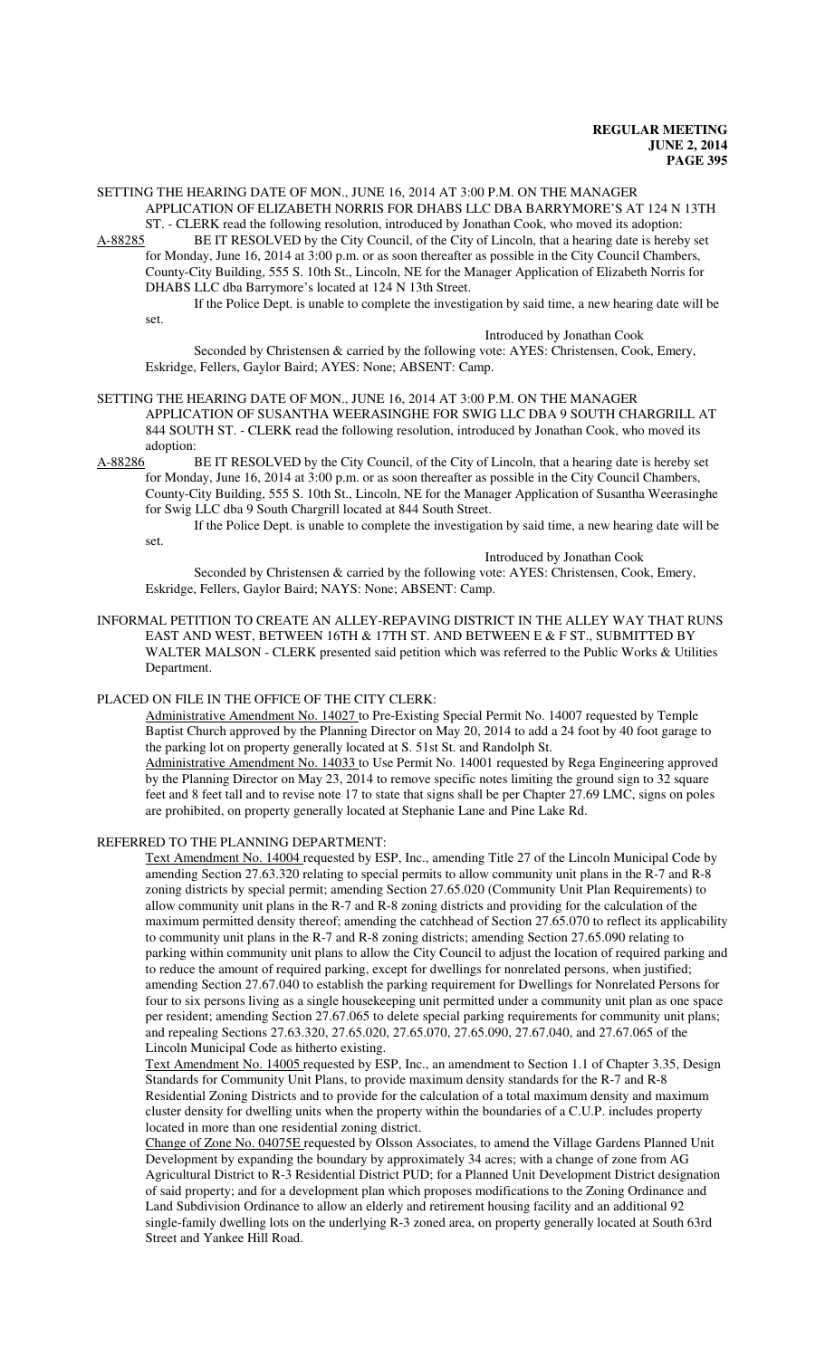SETTING THE HEARING DATE OF MON., JUNE 16, 2014 AT 3:00 P.M. ON THE MANAGER APPLICATION OF ELIZABETH NORRIS FOR DHABS LLC DBA BARRYMORE'S AT 124 N 13TH ST. - CLERK read the following resolution, introduced by Jonathan Cook, who moved its adoption:

A-88285 BE IT RESOLVED by the City Council, of the City of Lincoln, that a hearing date is hereby set for Monday, June 16, 2014 at 3:00 p.m. or as soon thereafter as possible in the City Council Chambers, County-City Building, 555 S. 10th St., Lincoln, NE for the Manager Application of Elizabeth Norris for DHABS LLC dba Barrymore's located at 124 N 13th Street.

If the Police Dept. is unable to complete the investigation by said time, a new hearing date will be set.

Introduced by Jonathan Cook

Seconded by Christensen & carried by the following vote: AYES: Christensen, Cook, Emery, Eskridge, Fellers, Gaylor Baird; AYES: None; ABSENT: Camp.

SETTING THE HEARING DATE OF MON., JUNE 16, 2014 AT 3:00 P.M. ON THE MANAGER APPLICATION OF SUSANTHA WEERASINGHE FOR SWIG LLC DBA 9 SOUTH CHARGRILL AT 844 SOUTH ST. - CLERK read the following resolution, introduced by Jonathan Cook, who moved its adoption:

A-88286 BE IT RESOLVED by the City Council, of the City of Lincoln, that a hearing date is hereby set for Monday, June 16, 2014 at 3:00 p.m. or as soon thereafter as possible in the City Council Chambers, County-City Building, 555 S. 10th St., Lincoln, NE for the Manager Application of Susantha Weerasinghe for Swig LLC dba 9 South Chargrill located at 844 South Street.

If the Police Dept. is unable to complete the investigation by said time, a new hearing date will be set.

Introduced by Jonathan Cook

Seconded by Christensen & carried by the following vote: AYES: Christensen, Cook, Emery, Eskridge, Fellers, Gaylor Baird; NAYS: None; ABSENT: Camp.

INFORMAL PETITION TO CREATE AN ALLEY-REPAVING DISTRICT IN THE ALLEY WAY THAT RUNS EAST AND WEST, BETWEEN 16TH & 17TH ST. AND BETWEEN E & F ST., SUBMITTED BY WALTER MALSON - CLERK presented said petition which was referred to the Public Works & Utilities Department.

PLACED ON FILE IN THE OFFICE OF THE CITY CLERK:

Administrative Amendment No. 14027 to Pre-Existing Special Permit No. 14007 requested by Temple Baptist Church approved by the Planning Director on May 20, 2014 to add a 24 foot by 40 foot garage to the parking lot on property generally located at S. 51st St. and Randolph St.

Administrative Amendment No. 14033 to Use Permit No. 14001 requested by Rega Engineering approved by the Planning Director on May 23, 2014 to remove specific notes limiting the ground sign to 32 square feet and 8 feet tall and to revise note 17 to state that signs shall be per Chapter 27.69 LMC, signs on poles are prohibited, on property generally located at Stephanie Lane and Pine Lake Rd.

REFERRED TO THE PLANNING DEPARTMENT:

Text Amendment No. 14004 requested by ESP, Inc., amending Title 27 of the Lincoln Municipal Code by amending Section 27.63.320 relating to special permits to allow community unit plans in the R-7 and R-8 zoning districts by special permit; amending Section 27.65.020 (Community Unit Plan Requirements) to allow community unit plans in the R-7 and R-8 zoning districts and providing for the calculation of the maximum permitted density thereof; amending the catchhead of Section 27.65.070 to reflect its applicability to community unit plans in the R-7 and R-8 zoning districts; amending Section 27.65.090 relating to parking within community unit plans to allow the City Council to adjust the location of required parking and to reduce the amount of required parking, except for dwellings for nonrelated persons, when justified; amending Section 27.67.040 to establish the parking requirement for Dwellings for Nonrelated Persons for four to six persons living as a single housekeeping unit permitted under a community unit plan as one space per resident; amending Section 27.67.065 to delete special parking requirements for community unit plans; and repealing Sections 27.63.320, 27.65.020, 27.65.070, 27.65.090, 27.67.040, and 27.67.065 of the Lincoln Municipal Code as hitherto existing.

Text Amendment No. 14005 requested by ESP, Inc., an amendment to Section 1.1 of Chapter 3.35, Design Standards for Community Unit Plans, to provide maximum density standards for the R-7 and R-8 Residential Zoning Districts and to provide for the calculation of a total maximum density and maximum cluster density for dwelling units when the property within the boundaries of a C.U.P. includes property located in more than one residential zoning district.

Change of Zone No. 04075E requested by Olsson Associates, to amend the Village Gardens Planned Unit Development by expanding the boundary by approximately 34 acres; with a change of zone from AG Agricultural District to R-3 Residential District PUD; for a Planned Unit Development District designation of said property; and for a development plan which proposes modifications to the Zoning Ordinance and Land Subdivision Ordinance to allow an elderly and retirement housing facility and an additional 92 single-family dwelling lots on the underlying R-3 zoned area, on property generally located at South 63rd Street and Yankee Hill Road.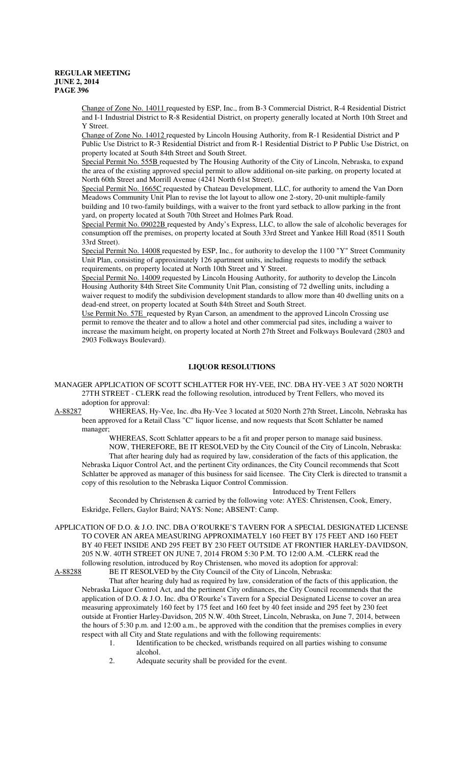Change of Zone No. 14011 requested by ESP, Inc., from B-3 Commercial District, R-4 Residential District and I-1 Industrial District to R-8 Residential District, on property generally located at North 10th Street and Y Street.

Change of Zone No. 14012 requested by Lincoln Housing Authority, from R-1 Residential District and P Public Use District to R-3 Residential District and from R-1 Residential District to P Public Use District, on property located at South 84th Street and South Street.

Special Permit No. 555B requested by The Housing Authority of the City of Lincoln, Nebraska, to expand the area of the existing approved special permit to allow additional on-site parking, on property located at North 60th Street and Morrill Avenue (4241 North 61st Street).

Special Permit No. 1665C requested by Chateau Development, LLC, for authority to amend the Van Dorn Meadows Community Unit Plan to revise the lot layout to allow one 2-story, 20-unit multiple-family building and 10 two-family buildings, with a waiver to the front yard setback to allow parking in the front yard, on property located at South 70th Street and Holmes Park Road.

Special Permit No. 09022B requested by Andy's Express, LLC, to allow the sale of alcoholic beverages for consumption off the premises, on property located at South 33rd Street and Yankee Hill Road (8511 South 33rd Street).

Special Permit No. 14008 requested by ESP, Inc., for authority to develop the 1100 "Y" Street Community Unit Plan, consisting of approximately 126 apartment units, including requests to modify the setback requirements, on property located at North 10th Street and Y Street.

Special Permit No. 14009 requested by Lincoln Housing Authority, for authority to develop the Lincoln Housing Authority 84th Street Site Community Unit Plan, consisting of 72 dwelling units, including a waiver request to modify the subdivision development standards to allow more than 40 dwelling units on a dead-end street, on property located at South 84th Street and South Street.

Use Permit No. 57E requested by Ryan Carson, an amendment to the approved Lincoln Crossing use permit to remove the theater and to allow a hotel and other commercial pad sites, including a waiver to increase the maximum height, on property located at North 27th Street and Folkways Boulevard (2803 and 2903 Folkways Boulevard).

## LIQUOR RESOLUTIONS

MANAGER APPLICATION OF SCOTT SCHLATTER FOR HY-VEE, INC. DBA HY-VEE 3 AT 5020 NORTH 27TH STREET - CLERK read the following resolution, introduced by Trent Fellers, who moved its adoption for approval:

A-88287 WHEREAS, Hy-Vee, Inc. dba Hy-Vee 3 located at 5020 North 27th Street, Lincoln, Nebraska has been approved for a Retail Class "C" liquor license, and now requests that Scott Schlatter be named manager;

WHEREAS, Scott Schlatter appears to be a fit and proper person to manage said business.

NOW, THEREFORE, BE IT RESOLVED by the City Council of the City of Lincoln, Nebraska:

That after hearing duly had as required by law, consideration of the facts of this application, the Nebraska Liquor Control Act, and the pertinent City ordinances, the City Council recommends that Scott Schlatter be approved as manager of this business for said licensee. The City Clerk is directed to transmit a copy of this resolution to the Nebraska Liquor Control Commission.

Introduced by Trent Fellers

Seconded by Christensen & carried by the following vote: AYES: Christensen, Cook, Emery, Eskridge, Fellers, Gaylor Baird; NAYS: None; ABSENT: Camp.

APPLICATION OF D.O. & J.O. INC. DBA O'ROURKE'S TAVERN FOR A SPECIAL DESIGNATED LICENSE TO COVER AN AREA MEASURING APPROXIMATELY 160 FEET BY 175 FEET AND 160 FEET BY 40 FEET INSIDE AND 295 FEET BY 230 FEET OUTSIDE AT FRONTIER HARLEY-DAVIDSON, 205 N.W. 40TH STREET ON JUNE 7, 2014 FROM 5:30 P.M. TO 12:00 A.M. -CLERK read the following resolution, introduced by Roy Christensen, who moved its adoption for approval:

A-88288 BE IT RESOLVED by the City Council of the City of Lincoln, Nebraska:

That after hearing duly had as required by law, consideration of the facts of this application, the Nebraska Liquor Control Act, and the pertinent City ordinances, the City Council recommends that the application of D.O. & J.O. Inc. dba O'Rourke's Tavern for a Special Designated License to cover an area measuring approximately 160 feet by 175 feet and 160 feet by 40 feet inside and 295 feet by 230 feet outside at Frontier Harley-Davidson, 205 N.W. 40th Street, Lincoln, Nebraska, on June 7, 2014, between the hours of 5:30 p.m. and 12:00 a.m., be approved with the condition that the premises complies in every respect with all City and State regulations and with the following requirements:

1. Identification to be checked, wristbands required on all parties wishing to consume alcohol.
2. Adequate security shall be provided for the event.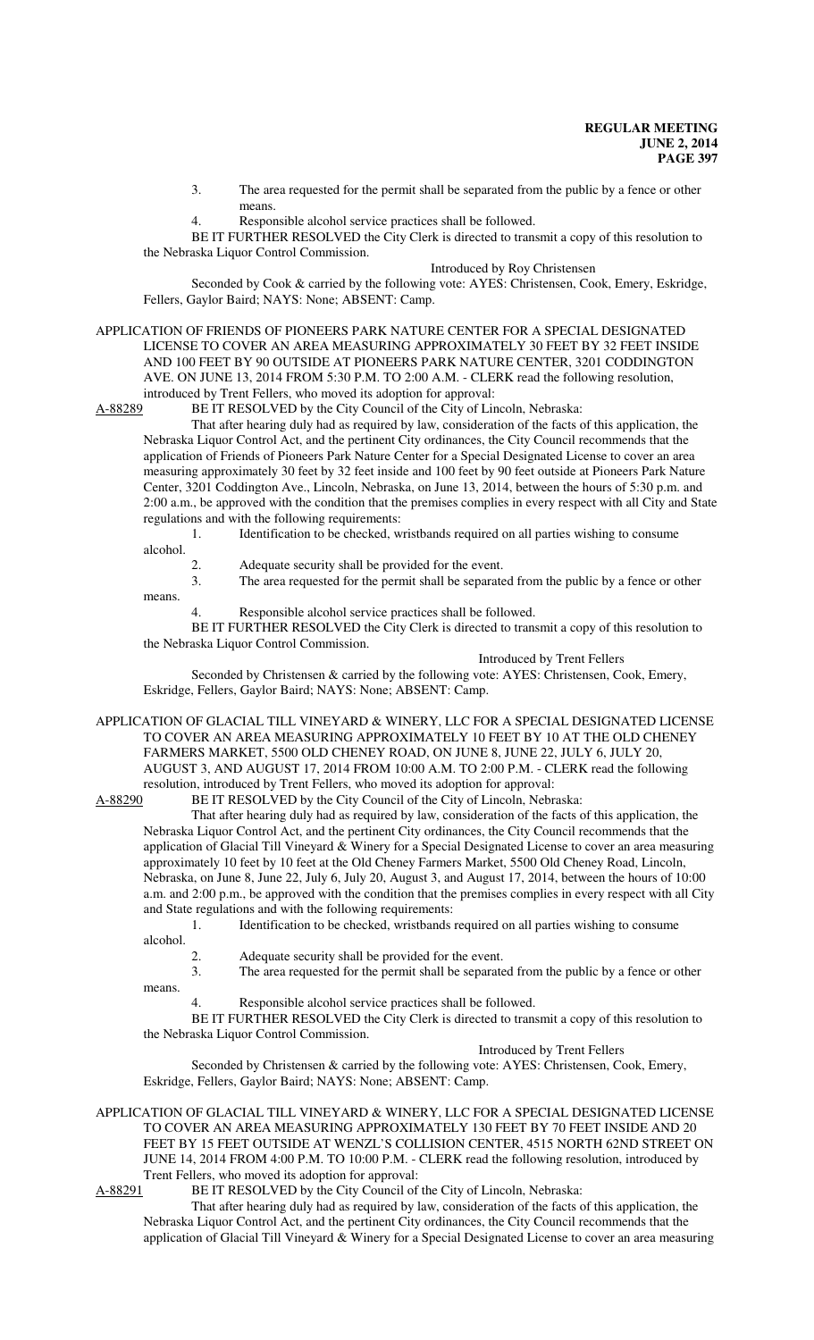3. The area requested for the permit shall be separated from the public by a fence or other means.

4. Responsible alcohol service practices shall be followed.

BE IT FURTHER RESOLVED the City Clerk is directed to transmit a copy of this resolution to the Nebraska Liquor Control Commission.

Introduced by Roy Christensen

Seconded by Cook & carried by the following vote: AYES: Christensen, Cook, Emery, Eskridge, Fellers, Gaylor Baird; NAYS: None; ABSENT: Camp.

APPLICATION OF FRIENDS OF PIONEERS PARK NATURE CENTER FOR A SPECIAL DESIGNATED LICENSE TO COVER AN AREA MEASURING APPROXIMATELY 30 FEET BY 32 FEET INSIDE AND 100 FEET BY 90 OUTSIDE AT PIONEERS PARK NATURE CENTER, 3201 CODDINGTON AVE. ON JUNE 13, 2014 FROM 5:30 P.M. TO 2:00 A.M. - CLERK read the following resolution, introduced by Trent Fellers, who moved its adoption for approval:

A-88289 BE IT RESOLVED by the City Council of the City of Lincoln, Nebraska:

That after hearing duly had as required by law, consideration of the facts of this application, the Nebraska Liquor Control Act, and the pertinent City ordinances, the City Council recommends that the application of Friends of Pioneers Park Nature Center for a Special Designated License to cover an area measuring approximately 30 feet by 32 feet inside and 100 feet by 90 feet outside at Pioneers Park Nature Center, 3201 Coddington Ave., Lincoln, Nebraska, on June 13, 2014, between the hours of 5:30 p.m. and 2:00 a.m., be approved with the condition that the premises complies in every respect with all City and State regulations and with the following requirements:

1. Identification to be checked, wristbands required on all parties wishing to consume alcohol.
2. Adequate security shall be provided for the event.
3. The area requested for the permit shall be separated from the public by a fence or other means.
4. Responsible alcohol service practices shall be followed.

BE IT FURTHER RESOLVED the City Clerk is directed to transmit a copy of this resolution to the Nebraska Liquor Control Commission.

Introduced by Trent Fellers

Seconded by Christensen & carried by the following vote: AYES: Christensen, Cook, Emery, Eskridge, Fellers, Gaylor Baird; NAYS: None; ABSENT: Camp.

APPLICATION OF GLACIAL TILL VINEYARD & WINERY, LLC FOR A SPECIAL DESIGNATED LICENSE TO COVER AN AREA MEASURING APPROXIMATELY 10 FEET BY 10 AT THE OLD CHENEY FARMERS MARKET, 5500 OLD CHENEY ROAD, ON JUNE 8, JUNE 22, JULY 6, JULY 20, AUGUST 3, AND AUGUST 17, 2014 FROM 10:00 A.M. TO 2:00 P.M. - CLERK read the following resolution, introduced by Trent Fellers, who moved its adoption for approval:

A-88290 BE IT RESOLVED by the City Council of the City of Lincoln, Nebraska:

That after hearing duly had as required by law, consideration of the facts of this application, the Nebraska Liquor Control Act, and the pertinent City ordinances, the City Council recommends that the application of Glacial Till Vineyard & Winery for a Special Designated License to cover an area measuring approximately 10 feet by 10 feet at the Old Cheney Farmers Market, 5500 Old Cheney Road, Lincoln, Nebraska, on June 8, June 22, July 6, July 20, August 3, and August 17, 2014, between the hours of 10:00 a.m. and 2:00 p.m., be approved with the condition that the premises complies in every respect with all City and State regulations and with the following requirements:

1. Identification to be checked, wristbands required on all parties wishing to consume alcohol.
2. Adequate security shall be provided for the event.
3. The area requested for the permit shall be separated from the public by a fence or other means.
4. Responsible alcohol service practices shall be followed.

BE IT FURTHER RESOLVED the City Clerk is directed to transmit a copy of this resolution to the Nebraska Liquor Control Commission.

Introduced by Trent Fellers

Seconded by Christensen & carried by the following vote: AYES: Christensen, Cook, Emery, Eskridge, Fellers, Gaylor Baird; NAYS: None; ABSENT: Camp.

APPLICATION OF GLACIAL TILL VINEYARD & WINERY, LLC FOR A SPECIAL DESIGNATED LICENSE TO COVER AN AREA MEASURING APPROXIMATELY 130 FEET BY 70 FEET INSIDE AND 20 FEET BY 15 FEET OUTSIDE AT WENZL'S COLLISION CENTER, 4515 NORTH 62ND STREET ON JUNE 14, 2014 FROM 4:00 P.M. TO 10:00 P.M. - CLERK read the following resolution, introduced by Trent Fellers, who moved its adoption for approval:

A-88291 BE IT RESOLVED by the City Council of the City of Lincoln, Nebraska:

That after hearing duly had as required by law, consideration of the facts of this application, the Nebraska Liquor Control Act, and the pertinent City ordinances, the City Council recommends that the application of Glacial Till Vineyard & Winery for a Special Designated License to cover an area measuring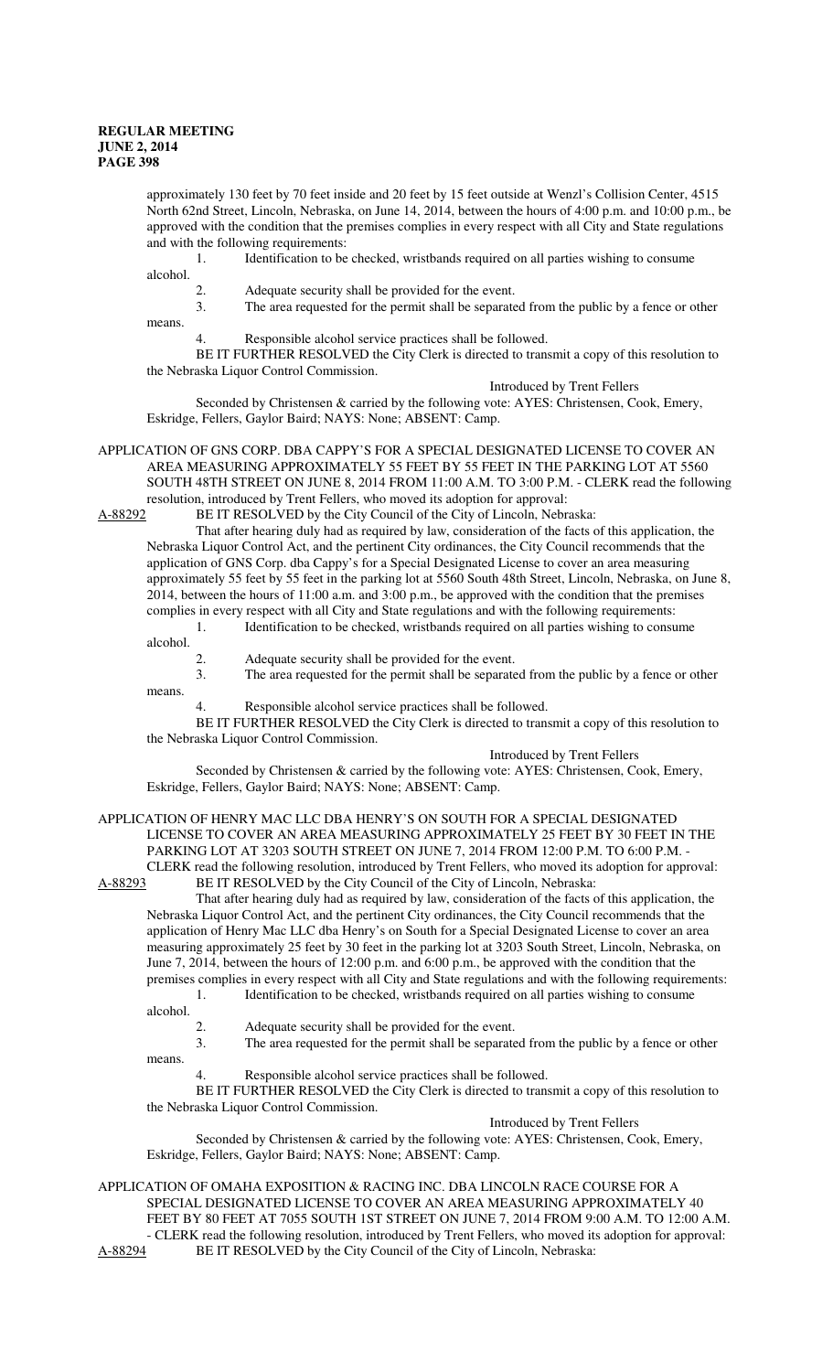approximately 130 feet by 70 feet inside and 20 feet by 15 feet outside at Wenzl's Collision Center, 4515 North 62nd Street, Lincoln, Nebraska, on June 14, 2014, between the hours of 4:00 p.m. and 10:00 p.m., be approved with the condition that the premises complies in every respect with all City and State regulations and with the following requirements:

1. Identification to be checked, wristbands required on all parties wishing to consume alcohol.
2. Adequate security shall be provided for the event.
3. The area requested for the permit shall be separated from the public by a fence or other means.
4. Responsible alcohol service practices shall be followed.

BE IT FURTHER RESOLVED the City Clerk is directed to transmit a copy of this resolution to the Nebraska Liquor Control Commission.

Introduced by Trent Fellers

Seconded by Christensen & carried by the following vote: AYES: Christensen, Cook, Emery, Eskridge, Fellers, Gaylor Baird; NAYS: None; ABSENT: Camp.

APPLICATION OF GNS CORP. DBA CAPPY'S FOR A SPECIAL DESIGNATED LICENSE TO COVER AN AREA MEASURING APPROXIMATELY 55 FEET BY 55 FEET IN THE PARKING LOT AT 5560 SOUTH 48TH STREET ON JUNE 8, 2014 FROM 11:00 A.M. TO 3:00 P.M. - CLERK read the following resolution, introduced by Trent Fellers, who moved its adoption for approval:

A-88292 BE IT RESOLVED by the City Council of the City of Lincoln, Nebraska:

That after hearing duly had as required by law, consideration of the facts of this application, the Nebraska Liquor Control Act, and the pertinent City ordinances, the City Council recommends that the application of GNS Corp. dba Cappy's for a Special Designated License to cover an area measuring approximately 55 feet by 55 feet in the parking lot at 5560 South 48th Street, Lincoln, Nebraska, on June 8, 2014, between the hours of 11:00 a.m. and 3:00 p.m., be approved with the condition that the premises complies in every respect with all City and State regulations and with the following requirements:

1. Identification to be checked, wristbands required on all parties wishing to consume alcohol.
2. Adequate security shall be provided for the event.
3. The area requested for the permit shall be separated from the public by a fence or other means.
4. Responsible alcohol service practices shall be followed.

BE IT FURTHER RESOLVED the City Clerk is directed to transmit a copy of this resolution to the Nebraska Liquor Control Commission.

Introduced by Trent Fellers

Seconded by Christensen & carried by the following vote: AYES: Christensen, Cook, Emery, Eskridge, Fellers, Gaylor Baird; NAYS: None; ABSENT: Camp.

APPLICATION OF HENRY MAC LLC DBA HENRY'S ON SOUTH FOR A SPECIAL DESIGNATED LICENSE TO COVER AN AREA MEASURING APPROXIMATELY 25 FEET BY 30 FEET IN THE PARKING LOT AT 3203 SOUTH STREET ON JUNE 7, 2014 FROM 12:00 P.M. TO 6:00 P.M. - CLERK read the following resolution, introduced by Trent Fellers, who moved its adoption for approval:

A-88293 BE IT RESOLVED by the City Council of the City of Lincoln, Nebraska:

That after hearing duly had as required by law, consideration of the facts of this application, the Nebraska Liquor Control Act, and the pertinent City ordinances, the City Council recommends that the application of Henry Mac LLC dba Henry's on South for a Special Designated License to cover an area measuring approximately 25 feet by 30 feet in the parking lot at 3203 South Street, Lincoln, Nebraska, on June 7, 2014, between the hours of 12:00 p.m. and 6:00 p.m., be approved with the condition that the premises complies in every respect with all City and State regulations and with the following requirements:

1. Identification to be checked, wristbands required on all parties wishing to consume alcohol.
2. Adequate security shall be provided for the event.
3. The area requested for the permit shall be separated from the public by a fence or other means.
4. Responsible alcohol service practices shall be followed.

BE IT FURTHER RESOLVED the City Clerk is directed to transmit a copy of this resolution to the Nebraska Liquor Control Commission.

Introduced by Trent Fellers

Seconded by Christensen & carried by the following vote: AYES: Christensen, Cook, Emery, Eskridge, Fellers, Gaylor Baird; NAYS: None; ABSENT: Camp.

APPLICATION OF OMAHA EXPOSITION & RACING INC. DBA LINCOLN RACE COURSE FOR A SPECIAL DESIGNATED LICENSE TO COVER AN AREA MEASURING APPROXIMATELY 40 FEET BY 80 FEET AT 7055 SOUTH 1ST STREET ON JUNE 7, 2014 FROM 9:00 A.M. TO 12:00 A.M. - CLERK read the following resolution, introduced by Trent Fellers, who moved its adoption for approval:

A-88294 BE IT RESOLVED by the City Council of the City of Lincoln, Nebraska: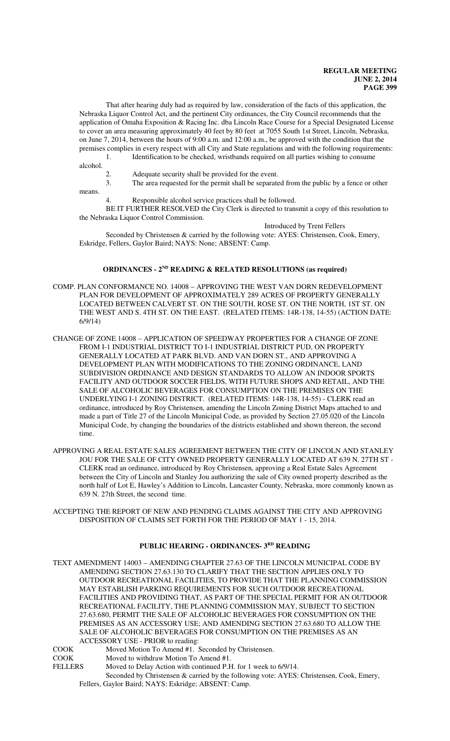That after hearing duly had as required by law, consideration of the facts of this application, the Nebraska Liquor Control Act, and the pertinent City ordinances, the City Council recommends that the application of Omaha Exposition & Racing Inc. dba Lincoln Race Course for a Special Designated License to cover an area measuring approximately 40 feet by 80 feet at 7055 South 1st Street, Lincoln, Nebraska, on June 7, 2014, between the hours of 9:00 a.m. and 12:00 a.m., be approved with the condition that the premises complies in every respect with all City and State regulations and with the following requirements:

1. Identification to be checked, wristbands required on all parties wishing to consume alcohol.
2. Adequate security shall be provided for the event.
3. The area requested for the permit shall be separated from the public by a fence or other means.
4. Responsible alcohol service practices shall be followed.

BE IT FURTHER RESOLVED the City Clerk is directed to transmit a copy of this resolution to the Nebraska Liquor Control Commission.

Introduced by Trent Fellers

Seconded by Christensen & carried by the following vote: AYES: Christensen, Cook, Emery, Eskridge, Fellers, Gaylor Baird; NAYS: None; ABSENT: Camp.

## ORDINANCES - 2ND READING & RELATED RESOLUTIONS (as required)

COMP. PLAN CONFORMANCE NO. 14008 – APPROVING THE WEST VAN DORN REDEVELOPMENT PLAN FOR DEVELOPMENT OF APPROXIMATELY 289 ACRES OF PROPERTY GENERALLY LOCATED BETWEEN CALVERT ST. ON THE SOUTH, ROSE ST. ON THE NORTH, 1ST ST. ON THE WEST AND S. 4TH ST. ON THE EAST. (RELATED ITEMS: 14R-138, 14-55) (ACTION DATE: 6/9/14)

CHANGE OF ZONE 14008 – APPLICATION OF SPEEDWAY PROPERTIES FOR A CHANGE OF ZONE FROM I-1 INDUSTRIAL DISTRICT TO I-1 INDUSTRIAL DISTRICT PUD, ON PROPERTY GENERALLY LOCATED AT PARK BLVD. AND VAN DORN ST., AND APPROVING A DEVELOPMENT PLAN WITH MODIFICATIONS TO THE ZONING ORDINANCE, LAND SUBDIVISION ORDINANCE AND DESIGN STANDARDS TO ALLOW AN INDOOR SPORTS FACILITY AND OUTDOOR SOCCER FIELDS, WITH FUTURE SHOPS AND RETAIL, AND THE SALE OF ALCOHOLIC BEVERAGES FOR CONSUMPTION ON THE PREMISES ON THE UNDERLYING I-1 ZONING DISTRICT. (RELATED ITEMS: 14R-138, 14-55) - CLERK read an ordinance, introduced by Roy Christensen, amending the Lincoln Zoning District Maps attached to and made a part of Title 27 of the Lincoln Municipal Code, as provided by Section 27.05.020 of the Lincoln Municipal Code, by changing the boundaries of the districts established and shown thereon, the second time.

APPROVING A REAL ESTATE SALES AGREEMENT BETWEEN THE CITY OF LINCOLN AND STANLEY JOU FOR THE SALE OF CITY OWNED PROPERTY GENERALLY LOCATED AT 639 N. 27TH ST - CLERK read an ordinance, introduced by Roy Christensen, approving a Real Estate Sales Agreement between the City of Lincoln and Stanley Jou authorizing the sale of City owned property described as the north half of Lot E, Hawley's Addition to Lincoln, Lancaster County, Nebraska, more commonly known as 639 N. 27th Street, the second time.

ACCEPTING THE REPORT OF NEW AND PENDING CLAIMS AGAINST THE CITY AND APPROVING DISPOSITION OF CLAIMS SET FORTH FOR THE PERIOD OF MAY 1 - 15, 2014.

## PUBLIC HEARING - ORDINANCES- 3RD READING

TEXT AMENDMENT 14003 – AMENDING CHAPTER 27.63 OF THE LINCOLN MUNICIPAL CODE BY AMENDING SECTION 27.63.130 TO CLARIFY THAT THE SECTION APPLIES ONLY TO OUTDOOR RECREATIONAL FACILITIES, TO PROVIDE THAT THE PLANNING COMMISSION MAY ESTABLISH PARKING REQUIREMENTS FOR SUCH OUTDOOR RECREATIONAL FACILITIES AND PROVIDING THAT, AS PART OF THE SPECIAL PERMIT FOR AN OUTDOOR RECREATIONAL FACILITY, THE PLANNING COMMISSION MAY, SUBJECT TO SECTION 27.63.680, PERMIT THE SALE OF ALCOHOLIC BEVERAGES FOR CONSUMPTION ON THE PREMISES AS AN ACCESSORY USE; AND AMENDING SECTION 27.63.680 TO ALLOW THE SALE OF ALCOHOLIC BEVERAGES FOR CONSUMPTION ON THE PREMISES AS AN ACCESSORY USE - PRIOR to reading:

COOK Moved Motion To Amend #1. Seconded by Christensen.

COOK Moved to withdraw Motion To Amend #1.

FELLERS Moved to Delay Action with continued P.H. for 1 week to 6/9/14.

Seconded by Christensen & carried by the following vote: AYES: Christensen, Cook, Emery, Fellers, Gaylor Baird; NAYS: Eskridge; ABSENT: Camp.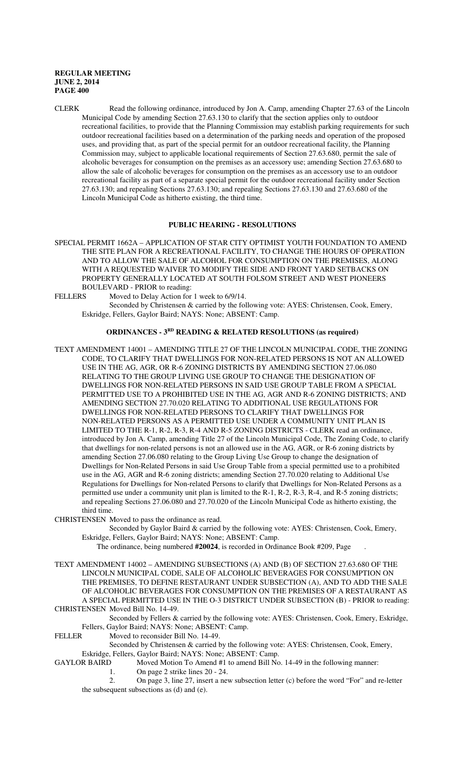CLERK Read the following ordinance, introduced by Jon A. Camp, amending Chapter 27.63 of the Lincoln Municipal Code by amending Section 27.63.130 to clarify that the section applies only to outdoor recreational facilities, to provide that the Planning Commission may establish parking requirements for such outdoor recreational facilities based on a determination of the parking needs and operation of the proposed uses, and providing that, as part of the special permit for an outdoor recreational facility, the Planning Commission may, subject to applicable locational requirements of Section 27.63.680, permit the sale of alcoholic beverages for consumption on the premises as an accessory use; amending Section 27.63.680 to allow the sale of alcoholic beverages for consumption on the premises as an accessory use to an outdoor recreational facility as part of a separate special permit for the outdoor recreational facility under Section 27.63.130; and repealing Sections 27.63.130; and repealing Sections 27.63.130 and 27.63.680 of the Lincoln Municipal Code as hitherto existing, the third time.

## PUBLIC HEARING - RESOLUTIONS

SPECIAL PERMIT 1662A – APPLICATION OF STAR CITY OPTIMIST YOUTH FOUNDATION TO AMEND THE SITE PLAN FOR A RECREATIONAL FACILITY, TO CHANGE THE HOURS OF OPERATION AND TO ALLOW THE SALE OF ALCOHOL FOR CONSUMPTION ON THE PREMISES, ALONG WITH A REQUESTED WAIVER TO MODIFY THE SIDE AND FRONT YARD SETBACKS ON PROPERTY GENERALLY LOCATED AT SOUTH FOLSOM STREET AND WEST PIONEERS BOULEVARD - PRIOR to reading:

FELLERS Moved to Delay Action for 1 week to 6/9/14.
Seconded by Christensen & carried by the following vote: AYES: Christensen, Cook, Emery, Eskridge, Fellers, Gaylor Baird; NAYS: None; ABSENT: Camp.

## ORDINANCES - 3RD READING & RELATED RESOLUTIONS (as required)

TEXT AMENDMENT 14001 – AMENDING TITLE 27 OF THE LINCOLN MUNICIPAL CODE, THE ZONING CODE, TO CLARIFY THAT DWELLINGS FOR NON-RELATED PERSONS IS NOT AN ALLOWED USE IN THE AG, AGR, OR R-6 ZONING DISTRICTS BY AMENDING SECTION 27.06.080 RELATING TO THE GROUP LIVING USE GROUP TO CHANGE THE DESIGNATION OF DWELLINGS FOR NON-RELATED PERSONS IN SAID USE GROUP TABLE FROM A SPECIAL PERMITTED USE TO A PROHIBITED USE IN THE AG, AGR AND R-6 ZONING DISTRICTS; AND AMENDING SECTION 27.70.020 RELATING TO ADDITIONAL USE REGULATIONS FOR DWELLINGS FOR NON-RELATED PERSONS TO CLARIFY THAT DWELLINGS FOR NON-RELATED PERSONS AS A PERMITTED USE UNDER A COMMUNITY UNIT PLAN IS LIMITED TO THE R-1, R-2, R-3, R-4 AND R-5 ZONING DISTRICTS - CLERK read an ordinance, introduced by Jon A. Camp, amending Title 27 of the Lincoln Municipal Code, The Zoning Code, to clarify that dwellings for non-related persons is not an allowed use in the AG, AGR, or R-6 zoning districts by amending Section 27.06.080 relating to the Group Living Use Group to change the designation of Dwellings for Non-Related Persons in said Use Group Table from a special permitted use to a prohibited use in the AG, AGR and R-6 zoning districts; amending Section 27.70.020 relating to Additional Use Regulations for Dwellings for Non-related Persons to clarify that Dwellings for Non-Related Persons as a permitted use under a community unit plan is limited to the R-1, R-2, R-3, R-4, and R-5 zoning districts; and repealing Sections 27.06.080 and 27.70.020 of the Lincoln Municipal Code as hitherto existing, the third time.

CHRISTENSEN Moved to pass the ordinance as read.
Seconded by Gaylor Baird & carried by the following vote: AYES: Christensen, Cook, Emery, Eskridge, Fellers, Gaylor Baird; NAYS: None; ABSENT: Camp.
The ordinance, being numbered **#20024**, is recorded in Ordinance Book #209, Page .

TEXT AMENDMENT 14002 – AMENDING SUBSECTIONS (A) AND (B) OF SECTION 27.63.680 OF THE LINCOLN MUNICIPAL CODE, SALE OF ALCOHOLIC BEVERAGES FOR CONSUMPTION ON THE PREMISES, TO DEFINE RESTAURANT UNDER SUBSECTION (A), AND TO ADD THE SALE OF ALCOHOLIC BEVERAGES FOR CONSUMPTION ON THE PREMISES OF A RESTAURANT AS A SPECIAL PERMITTED USE IN THE O-3 DISTRICT UNDER SUBSECTION (B) - PRIOR to reading:

CHRISTENSEN Moved Bill No. 14-49.
Seconded by Fellers & carried by the following vote: AYES: Christensen, Cook, Emery, Eskridge, Fellers, Gaylor Baird; NAYS: None; ABSENT: Camp.

FELLER Moved to reconsider Bill No. 14-49.
Seconded by Christensen & carried by the following vote: AYES: Christensen, Cook, Emery, Eskridge, Fellers, Gaylor Baird; NAYS: None; ABSENT: Camp.

GAYLOR BAIRD Moved Motion To Amend #1 to amend Bill No. 14-49 in the following manner:

1. On page 2 strike lines 20 - 24.
2. On page 3, line 27, insert a new subsection letter (c) before the word "For" and re-letter the subsequent subsections as (d) and (e).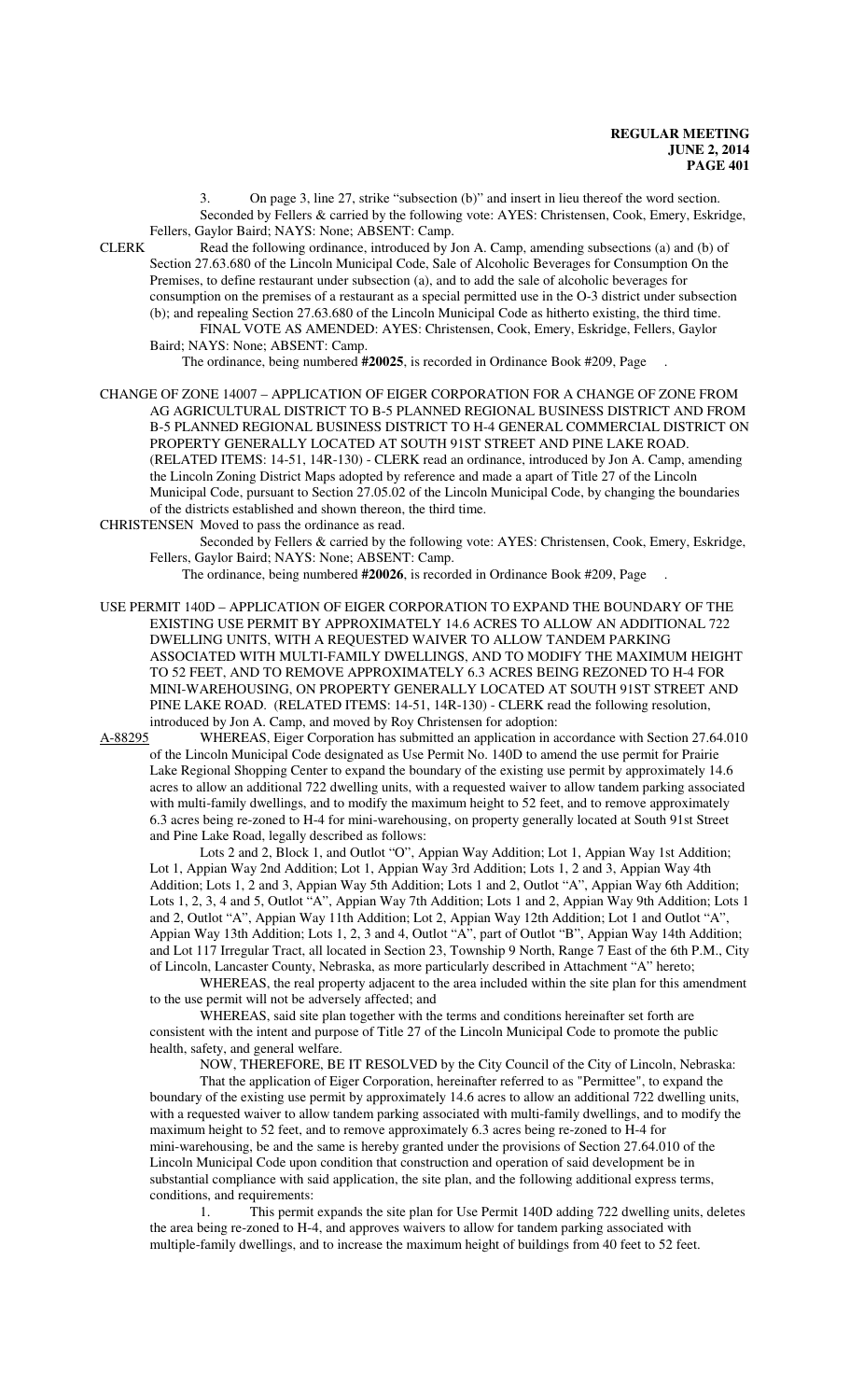3. On page 3, line 27, strike "subsection (b)" and insert in lieu thereof the word section.
Seconded by Fellers & carried by the following vote: AYES: Christensen, Cook, Emery, Eskridge, Fellers, Gaylor Baird; NAYS: None; ABSENT: Camp.

CLERK Read the following ordinance, introduced by Jon A. Camp, amending subsections (a) and (b) of Section 27.63.680 of the Lincoln Municipal Code, Sale of Alcoholic Beverages for Consumption On the Premises, to define restaurant under subsection (a), and to add the sale of alcoholic beverages for consumption on the premises of a restaurant as a special permitted use in the O-3 district under subsection (b); and repealing Section 27.63.680 of the Lincoln Municipal Code as hitherto existing, the third time.
FINAL VOTE AS AMENDED: AYES: Christensen, Cook, Emery, Eskridge, Fellers, Gaylor Baird; NAYS: None; ABSENT: Camp.
The ordinance, being numbered **#20025**, is recorded in Ordinance Book #209, Page .

CHANGE OF ZONE 14007 – APPLICATION OF EIGER CORPORATION FOR A CHANGE OF ZONE FROM AG AGRICULTURAL DISTRICT TO B-5 PLANNED REGIONAL BUSINESS DISTRICT AND FROM B-5 PLANNED REGIONAL BUSINESS DISTRICT TO H-4 GENERAL COMMERCIAL DISTRICT ON PROPERTY GENERALLY LOCATED AT SOUTH 91ST STREET AND PINE LAKE ROAD. (RELATED ITEMS: 14-51, 14R-130) - CLERK read an ordinance, introduced by Jon A. Camp, amending the Lincoln Zoning District Maps adopted by reference and made a apart of Title 27 of the Lincoln Municipal Code, pursuant to Section 27.05.02 of the Lincoln Municipal Code, by changing the boundaries of the districts established and shown thereon, the third time.

CHRISTENSEN Moved to pass the ordinance as read.
Seconded by Fellers & carried by the following vote: AYES: Christensen, Cook, Emery, Eskridge, Fellers, Gaylor Baird; NAYS: None; ABSENT: Camp.
The ordinance, being numbered **#20026**, is recorded in Ordinance Book #209, Page .

USE PERMIT 140D – APPLICATION OF EIGER CORPORATION TO EXPAND THE BOUNDARY OF THE EXISTING USE PERMIT BY APPROXIMATELY 14.6 ACRES TO ALLOW AN ADDITIONAL 722 DWELLING UNITS, WITH A REQUESTED WAIVER TO ALLOW TANDEM PARKING ASSOCIATED WITH MULTI-FAMILY DWELLINGS, AND TO MODIFY THE MAXIMUM HEIGHT TO 52 FEET, AND TO REMOVE APPROXIMATELY 6.3 ACRES BEING REZONED TO H-4 FOR MINI-WAREHOUSING, ON PROPERTY GENERALLY LOCATED AT SOUTH 91ST STREET AND PINE LAKE ROAD. (RELATED ITEMS: 14-51, 14R-130) - CLERK read the following resolution, introduced by Jon A. Camp, and moved by Roy Christensen for adoption:

A-88295 WHEREAS, Eiger Corporation has submitted an application in accordance with Section 27.64.010 of the Lincoln Municipal Code designated as Use Permit No. 140D to amend the use permit for Prairie Lake Regional Shopping Center to expand the boundary of the existing use permit by approximately 14.6 acres to allow an additional 722 dwelling units, with a requested waiver to allow tandem parking associated with multi-family dwellings, and to modify the maximum height to 52 feet, and to remove approximately 6.3 acres being re-zoned to H-4 for mini-warehousing, on property generally located at South 91st Street and Pine Lake Road, legally described as follows:

Lots 2 and 2, Block 1, and Outlot "O", Appian Way Addition; Lot 1, Appian Way 1st Addition; Lot 1, Appian Way 2nd Addition; Lot 1, Appian Way 3rd Addition; Lots 1, 2 and 3, Appian Way 4th Addition; Lots 1, 2 and 3, Appian Way 5th Addition; Lots 1 and 2, Outlot "A", Appian Way 6th Addition; Lots 1, 2, 3, 4 and 5, Outlot "A", Appian Way 7th Addition; Lots 1 and 2, Appian Way 9th Addition; Lots 1 and 2, Outlot "A", Appian Way 11th Addition; Lot 2, Appian Way 12th Addition; Lot 1 and Outlot "A", Appian Way 13th Addition; Lots 1, 2, 3 and 4, Outlot "A", part of Outlot "B", Appian Way 14th Addition; and Lot 117 Irregular Tract, all located in Section 23, Township 9 North, Range 7 East of the 6th P.M., City of Lincoln, Lancaster County, Nebraska, as more particularly described in Attachment "A" hereto;

WHEREAS, the real property adjacent to the area included within the site plan for this amendment to the use permit will not be adversely affected; and

WHEREAS, said site plan together with the terms and conditions hereinafter set forth are consistent with the intent and purpose of Title 27 of the Lincoln Municipal Code to promote the public health, safety, and general welfare.

NOW, THEREFORE, BE IT RESOLVED by the City Council of the City of Lincoln, Nebraska:

That the application of Eiger Corporation, hereinafter referred to as "Permittee", to expand the boundary of the existing use permit by approximately 14.6 acres to allow an additional 722 dwelling units, with a requested waiver to allow tandem parking associated with multi-family dwellings, and to modify the maximum height to 52 feet, and to remove approximately 6.3 acres being re-zoned to H-4 for mini-warehousing, be and the same is hereby granted under the provisions of Section 27.64.010 of the Lincoln Municipal Code upon condition that construction and operation of said development be in substantial compliance with said application, the site plan, and the following additional express terms, conditions, and requirements:

1. This permit expands the site plan for Use Permit 140D adding 722 dwelling units, deletes the area being re-zoned to H-4, and approves waivers to allow for tandem parking associated with multiple-family dwellings, and to increase the maximum height of buildings from 40 feet to 52 feet.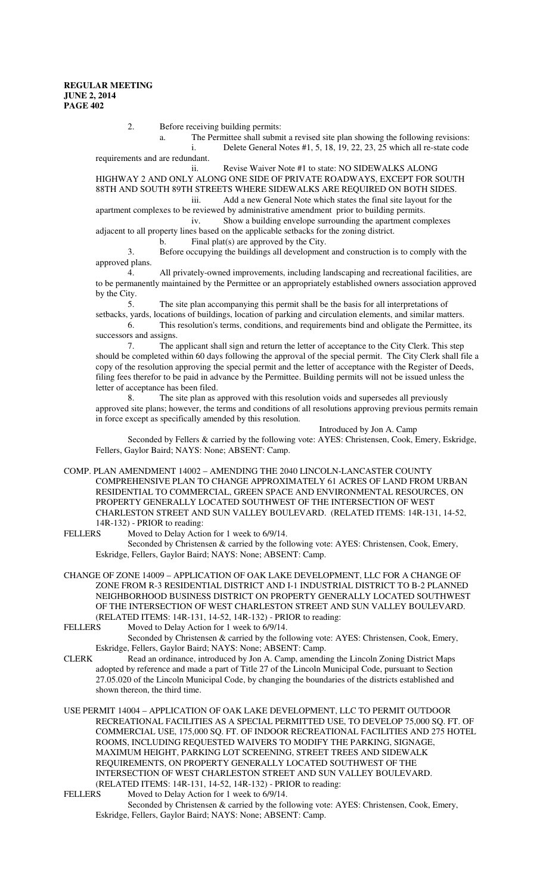2. Before receiving building permits:

a. The Permittee shall submit a revised site plan showing the following revisions:

i. Delete General Notes #1, 5, 18, 19, 22, 23, 25 which all re-state code requirements and are redundant.

ii. Revise Waiver Note #1 to state: NO SIDEWALKS ALONG HIGHWAY 2 AND ONLY ALONG ONE SIDE OF PRIVATE ROADWAYS, EXCEPT FOR SOUTH 88TH AND SOUTH 89TH STREETS WHERE SIDEWALKS ARE REQUIRED ON BOTH SIDES.

iii. Add a new General Note which states the final site layout for the apartment complexes to be reviewed by administrative amendment prior to building permits.

iv. Show a building envelope surrounding the apartment complexes adjacent to all property lines based on the applicable setbacks for the zoning district.

b. Final plat(s) are approved by the City.

3. Before occupying the buildings all development and construction is to comply with the approved plans.

4. All privately-owned improvements, including landscaping and recreational facilities, are to be permanently maintained by the Permittee or an appropriately established owners association approved by the City.

5. The site plan accompanying this permit shall be the basis for all interpretations of setbacks, yards, locations of buildings, location of parking and circulation elements, and similar matters.

6. This resolution's terms, conditions, and requirements bind and obligate the Permittee, its successors and assigns.

7. The applicant shall sign and return the letter of acceptance to the City Clerk. This step should be completed within 60 days following the approval of the special permit. The City Clerk shall file a copy of the resolution approving the special permit and the letter of acceptance with the Register of Deeds, filing fees therefor to be paid in advance by the Permittee. Building permits will not be issued unless the letter of acceptance has been filed.

8. The site plan as approved with this resolution voids and supersedes all previously approved site plans; however, the terms and conditions of all resolutions approving previous permits remain in force except as specifically amended by this resolution.

Introduced by Jon A. Camp

Seconded by Fellers & carried by the following vote: AYES: Christensen, Cook, Emery, Eskridge, Fellers, Gaylor Baird; NAYS: None; ABSENT: Camp.

COMP. PLAN AMENDMENT 14002 – AMENDING THE 2040 LINCOLN-LANCASTER COUNTY COMPREHENSIVE PLAN TO CHANGE APPROXIMATELY 61 ACRES OF LAND FROM URBAN RESIDENTIAL TO COMMERCIAL, GREEN SPACE AND ENVIRONMENTAL RESOURCES, ON PROPERTY GENERALLY LOCATED SOUTHWEST OF THE INTERSECTION OF WEST CHARLESTON STREET AND SUN VALLEY BOULEVARD. (RELATED ITEMS: 14R-131, 14-52, 14R-132) - PRIOR to reading:

FELLERS Moved to Delay Action for 1 week to 6/9/14.

Seconded by Christensen & carried by the following vote: AYES: Christensen, Cook, Emery, Eskridge, Fellers, Gaylor Baird; NAYS: None; ABSENT: Camp.

CHANGE OF ZONE 14009 – APPLICATION OF OAK LAKE DEVELOPMENT, LLC FOR A CHANGE OF ZONE FROM R-3 RESIDENTIAL DISTRICT AND I-1 INDUSTRIAL DISTRICT TO B-2 PLANNED NEIGHBORHOOD BUSINESS DISTRICT ON PROPERTY GENERALLY LOCATED SOUTHWEST OF THE INTERSECTION OF WEST CHARLESTON STREET AND SUN VALLEY BOULEVARD. (RELATED ITEMS: 14R-131, 14-52, 14R-132) - PRIOR to reading:

FELLERS Moved to Delay Action for 1 week to 6/9/14.

Seconded by Christensen & carried by the following vote: AYES: Christensen, Cook, Emery, Eskridge, Fellers, Gaylor Baird; NAYS: None; ABSENT: Camp.

CLERK Read an ordinance, introduced by Jon A. Camp, amending the Lincoln Zoning District Maps adopted by reference and made a part of Title 27 of the Lincoln Municipal Code, pursuant to Section 27.05.020 of the Lincoln Municipal Code, by changing the boundaries of the districts established and shown thereon, the third time.

USE PERMIT 14004 – APPLICATION OF OAK LAKE DEVELOPMENT, LLC TO PERMIT OUTDOOR RECREATIONAL FACILITIES AS A SPECIAL PERMITTED USE, TO DEVELOP 75,000 SQ. FT. OF COMMERCIAL USE, 175,000 SQ. FT. OF INDOOR RECREATIONAL FACILITIES AND 275 HOTEL ROOMS, INCLUDING REQUESTED WAIVERS TO MODIFY THE PARKING, SIGNAGE, MAXIMUM HEIGHT, PARKING LOT SCREENING, STREET TREES AND SIDEWALK REQUIREMENTS, ON PROPERTY GENERALLY LOCATED SOUTHWEST OF THE INTERSECTION OF WEST CHARLESTON STREET AND SUN VALLEY BOULEVARD. (RELATED ITEMS: 14R-131, 14-52, 14R-132) - PRIOR to reading:

FELLERS Moved to Delay Action for 1 week to 6/9/14.

Seconded by Christensen & carried by the following vote: AYES: Christensen, Cook, Emery, Eskridge, Fellers, Gaylor Baird; NAYS: None; ABSENT: Camp.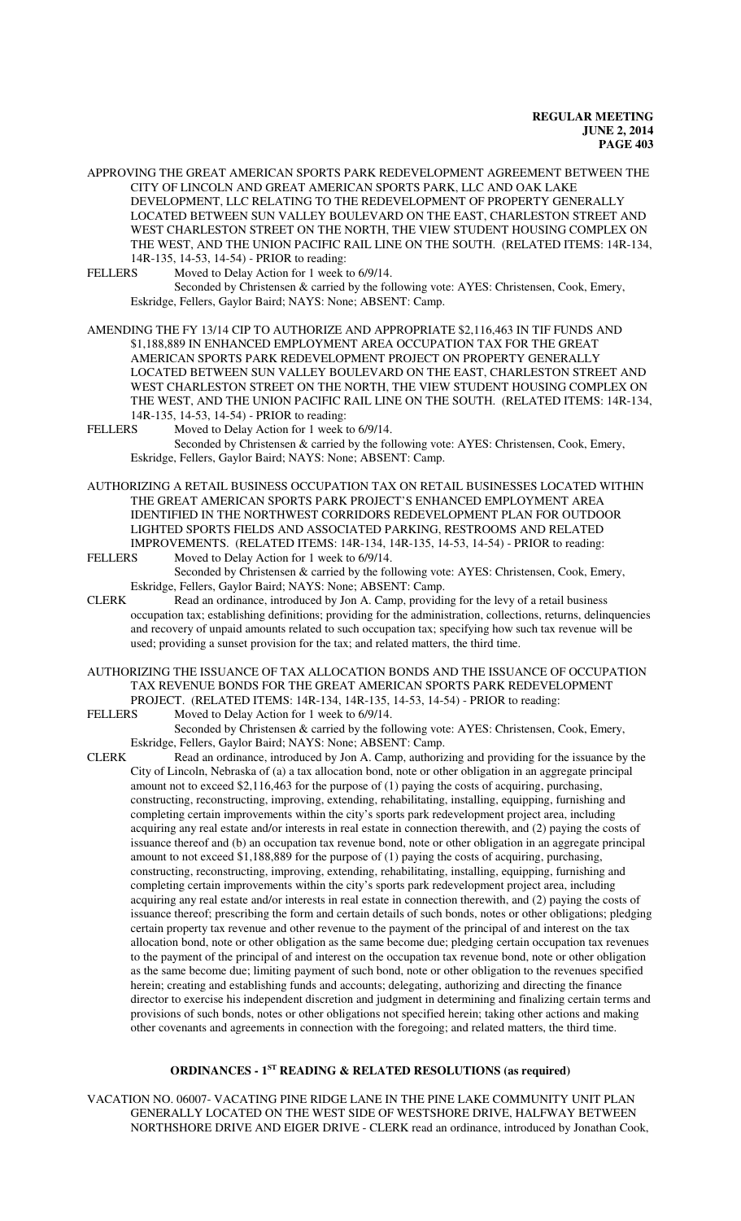APPROVING THE GREAT AMERICAN SPORTS PARK REDEVELOPMENT AGREEMENT BETWEEN THE CITY OF LINCOLN AND GREAT AMERICAN SPORTS PARK, LLC AND OAK LAKE DEVELOPMENT, LLC RELATING TO THE REDEVELOPMENT OF PROPERTY GENERALLY LOCATED BETWEEN SUN VALLEY BOULEVARD ON THE EAST, CHARLESTON STREET AND WEST CHARLESTON STREET ON THE NORTH, THE VIEW STUDENT HOUSING COMPLEX ON THE WEST, AND THE UNION PACIFIC RAIL LINE ON THE SOUTH. (RELATED ITEMS: 14R-134, 14R-135, 14-53, 14-54) - PRIOR to reading:

FELLERS Moved to Delay Action for 1 week to 6/9/14.

Seconded by Christensen & carried by the following vote: AYES: Christensen, Cook, Emery, Eskridge, Fellers, Gaylor Baird; NAYS: None; ABSENT: Camp.

AMENDING THE FY 13/14 CIP TO AUTHORIZE AND APPROPRIATE $2,116,463 IN TIF FUNDS AND $1,188,889 IN ENHANCED EMPLOYMENT AREA OCCUPATION TAX FOR THE GREAT AMERICAN SPORTS PARK REDEVELOPMENT PROJECT ON PROPERTY GENERALLY LOCATED BETWEEN SUN VALLEY BOULEVARD ON THE EAST, CHARLESTON STREET AND WEST CHARLESTON STREET ON THE NORTH, THE VIEW STUDENT HOUSING COMPLEX ON THE WEST, AND THE UNION PACIFIC RAIL LINE ON THE SOUTH. (RELATED ITEMS: 14R-134, 14R-135, 14-53, 14-54) - PRIOR to reading:

FELLERS Moved to Delay Action for 1 week to 6/9/14.

Seconded by Christensen & carried by the following vote: AYES: Christensen, Cook, Emery, Eskridge, Fellers, Gaylor Baird; NAYS: None; ABSENT: Camp.

AUTHORIZING A RETAIL BUSINESS OCCUPATION TAX ON RETAIL BUSINESSES LOCATED WITHIN THE GREAT AMERICAN SPORTS PARK PROJECT'S ENHANCED EMPLOYMENT AREA IDENTIFIED IN THE NORTHWEST CORRIDORS REDEVELOPMENT PLAN FOR OUTDOOR LIGHTED SPORTS FIELDS AND ASSOCIATED PARKING, RESTROOMS AND RELATED IMPROVEMENTS. (RELATED ITEMS: 14R-134, 14R-135, 14-53, 14-54) - PRIOR to reading:

FELLERS Moved to Delay Action for 1 week to 6/9/14.

Seconded by Christensen & carried by the following vote: AYES: Christensen, Cook, Emery, Eskridge, Fellers, Gaylor Baird; NAYS: None; ABSENT: Camp.

CLERK Read an ordinance, introduced by Jon A. Camp, providing for the levy of a retail business occupation tax; establishing definitions; providing for the administration, collections, returns, delinquencies and recovery of unpaid amounts related to such occupation tax; specifying how such tax revenue will be used; providing a sunset provision for the tax; and related matters, the third time.

AUTHORIZING THE ISSUANCE OF TAX ALLOCATION BONDS AND THE ISSUANCE OF OCCUPATION TAX REVENUE BONDS FOR THE GREAT AMERICAN SPORTS PARK REDEVELOPMENT PROJECT. (RELATED ITEMS: 14R-134, 14R-135, 14-53, 14-54) - PRIOR to reading:

FELLERS Moved to Delay Action for 1 week to 6/9/14.

Seconded by Christensen & carried by the following vote: AYES: Christensen, Cook, Emery, Eskridge, Fellers, Gaylor Baird; NAYS: None; ABSENT: Camp.

CLERK Read an ordinance, introduced by Jon A. Camp, authorizing and providing for the issuance by the City of Lincoln, Nebraska of (a) a tax allocation bond, note or other obligation in an aggregate principal amount not to exceed $2,116,463 for the purpose of (1) paying the costs of acquiring, purchasing, constructing, reconstructing, improving, extending, rehabilitating, installing, equipping, furnishing and completing certain improvements within the city's sports park redevelopment project area, including acquiring any real estate and/or interests in real estate in connection therewith, and (2) paying the costs of issuance thereof and (b) an occupation tax revenue bond, note or other obligation in an aggregate principal amount to not exceed $1,188,889 for the purpose of (1) paying the costs of acquiring, purchasing, constructing, reconstructing, improving, extending, rehabilitating, installing, equipping, furnishing and completing certain improvements within the city's sports park redevelopment project area, including acquiring any real estate and/or interests in real estate in connection therewith, and (2) paying the costs of issuance thereof; prescribing the form and certain details of such bonds, notes or other obligations; pledging certain property tax revenue and other revenue to the payment of the principal of and interest on the tax allocation bond, note or other obligation as the same become due; pledging certain occupation tax revenues to the payment of the principal of and interest on the occupation tax revenue bond, note or other obligation as the same become due; limiting payment of such bond, note or other obligation to the revenues specified herein; creating and establishing funds and accounts; delegating, authorizing and directing the finance director to exercise his independent discretion and judgment in determining and finalizing certain terms and provisions of such bonds, notes or other obligations not specified herein; taking other actions and making other covenants and agreements in connection with the foregoing; and related matters, the third time.

## ORDINANCES - 1ST READING & RELATED RESOLUTIONS (as required)

VACATION NO. 06007- VACATING PINE RIDGE LANE IN THE PINE LAKE COMMUNITY UNIT PLAN GENERALLY LOCATED ON THE WEST SIDE OF WESTSHORE DRIVE, HALFWAY BETWEEN NORTHSHORE DRIVE AND EIGER DRIVE - CLERK read an ordinance, introduced by Jonathan Cook,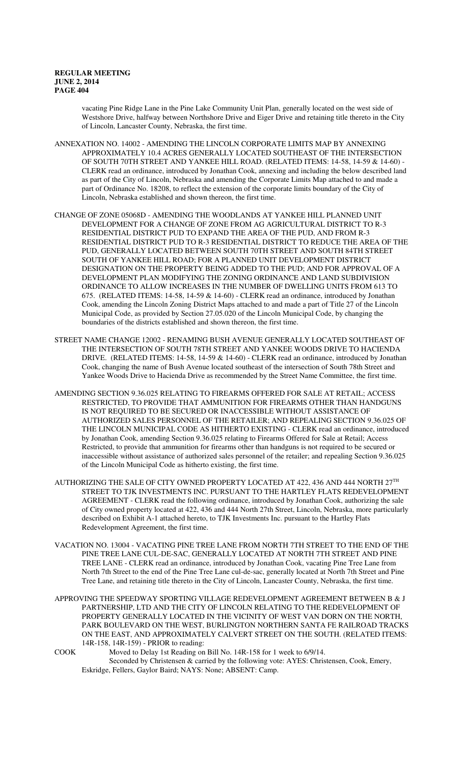vacating Pine Ridge Lane in the Pine Lake Community Unit Plan, generally located on the west side of Westshore Drive, halfway between Northshore Drive and Eiger Drive and retaining title thereto in the City of Lincoln, Lancaster County, Nebraska, the first time.

ANNEXATION NO. 14002 - AMENDING THE LINCOLN CORPORATE LIMITS MAP BY ANNEXING APPROXIMATELY 10.4 ACRES GENERALLY LOCATED SOUTHEAST OF THE INTERSECTION OF SOUTH 70TH STREET AND YANKEE HILL ROAD. (RELATED ITEMS: 14-58, 14-59 & 14-60) - CLERK read an ordinance, introduced by Jonathan Cook, annexing and including the below described land as part of the City of Lincoln, Nebraska and amending the Corporate Limits Map attached to and made a part of Ordinance No. 18208, to reflect the extension of the corporate limits boundary of the City of Lincoln, Nebraska established and shown thereon, the first time.

CHANGE OF ZONE 05068D - AMENDING THE WOODLANDS AT YANKEE HILL PLANNED UNIT DEVELOPMENT FOR A CHANGE OF ZONE FROM AG AGRICULTURAL DISTRICT TO R-3 RESIDENTIAL DISTRICT PUD TO EXPAND THE AREA OF THE PUD, AND FROM R-3 RESIDENTIAL DISTRICT PUD TO R-3 RESIDENTIAL DISTRICT TO REDUCE THE AREA OF THE PUD, GENERALLY LOCATED BETWEEN SOUTH 70TH STREET AND SOUTH 84TH STREET SOUTH OF YANKEE HILL ROAD; FOR A PLANNED UNIT DEVELOPMENT DISTRICT DESIGNATION ON THE PROPERTY BEING ADDED TO THE PUD; AND FOR APPROVAL OF A DEVELOPMENT PLAN MODIFYING THE ZONING ORDINANCE AND LAND SUBDIVISION ORDINANCE TO ALLOW INCREASES IN THE NUMBER OF DWELLING UNITS FROM 613 TO 675. (RELATED ITEMS: 14-58, 14-59 & 14-60) - CLERK read an ordinance, introduced by Jonathan Cook, amending the Lincoln Zoning District Maps attached to and made a part of Title 27 of the Lincoln Municipal Code, as provided by Section 27.05.020 of the Lincoln Municipal Code, by changing the boundaries of the districts established and shown thereon, the first time.

STREET NAME CHANGE 12002 - RENAMING BUSH AVENUE GENERALLY LOCATED SOUTHEAST OF THE INTERSECTION OF SOUTH 78TH STREET AND YANKEE WOODS DRIVE TO HACIENDA DRIVE. (RELATED ITEMS: 14-58, 14-59 & 14-60) - CLERK read an ordinance, introduced by Jonathan Cook, changing the name of Bush Avenue located southeast of the intersection of South 78th Street and Yankee Woods Drive to Hacienda Drive as recommended by the Street Name Committee, the first time.

AMENDING SECTION 9.36.025 RELATING TO FIREARMS OFFERED FOR SALE AT RETAIL; ACCESS RESTRICTED, TO PROVIDE THAT AMMUNITION FOR FIREARMS OTHER THAN HANDGUNS IS NOT REQUIRED TO BE SECURED OR INACCESSIBLE WITHOUT ASSISTANCE OF AUTHORIZED SALES PERSONNEL OF THE RETAILER; AND REPEALING SECTION 9.36.025 OF THE LINCOLN MUNICIPAL CODE AS HITHERTO EXISTING - CLERK read an ordinance, introduced by Jonathan Cook, amending Section 9.36.025 relating to Firearms Offered for Sale at Retail; Access Restricted, to provide that ammunition for firearms other than handguns is not required to be secured or inaccessible without assistance of authorized sales personnel of the retailer; and repealing Section 9.36.025 of the Lincoln Municipal Code as hitherto existing, the first time.

AUTHORIZING THE SALE OF CITY OWNED PROPERTY LOCATED AT 422, 436 AND 444 NORTH 27TH STREET TO TJK INVESTMENTS INC. PURSUANT TO THE HARTLEY FLATS REDEVELOPMENT AGREEMENT - CLERK read the following ordinance, introduced by Jonathan Cook, authorizing the sale of City owned property located at 422, 436 and 444 North 27th Street, Lincoln, Nebraska, more particularly described on Exhibit A-1 attached hereto, to TJK Investments Inc. pursuant to the Hartley Flats Redevelopment Agreement, the first time.

VACATION NO. 13004 - VACATING PINE TREE LANE FROM NORTH 7TH STREET TO THE END OF THE PINE TREE LANE CUL-DE-SAC, GENERALLY LOCATED AT NORTH 7TH STREET AND PINE TREE LANE - CLERK read an ordinance, introduced by Jonathan Cook, vacating Pine Tree Lane from North 7th Street to the end of the Pine Tree Lane cul-de-sac, generally located at North 7th Street and Pine Tree Lane, and retaining title thereto in the City of Lincoln, Lancaster County, Nebraska, the first time.

APPROVING THE SPEEDWAY SPORTING VILLAGE REDEVELOPMENT AGREEMENT BETWEEN B & J PARTNERSHIP, LTD AND THE CITY OF LINCOLN RELATING TO THE REDEVELOPMENT OF PROPERTY GENERALLY LOCATED IN THE VICINITY OF WEST VAN DORN ON THE NORTH, PARK BOULEVARD ON THE WEST, BURLINGTON NORTHERN SANTA FE RAILROAD TRACKS ON THE EAST, AND APPROXIMATELY CALVERT STREET ON THE SOUTH. (RELATED ITEMS: 14R-158, 14R-159) - PRIOR to reading:

COOK Moved to Delay 1st Reading on Bill No. 14R-158 for 1 week to 6/9/14.
Seconded by Christensen & carried by the following vote: AYES: Christensen, Cook, Emery, Eskridge, Fellers, Gaylor Baird; NAYS: None; ABSENT: Camp.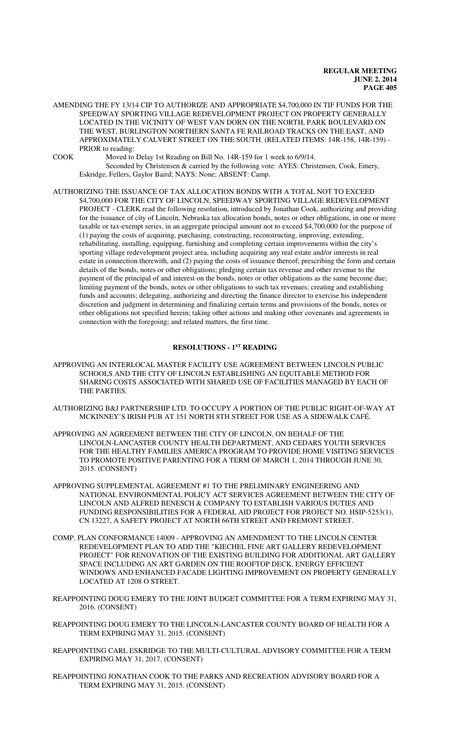AMENDING THE FY 13/14 CIP TO AUTHORIZE AND APPROPRIATE $4,700,000 IN TIF FUNDS FOR THE SPEEDWAY SPORTING VILLAGE REDEVELOPMENT PROJECT ON PROPERTY GENERALLY LOCATED IN THE VICINITY OF WEST VAN DORN ON THE NORTH, PARK BOULEVARD ON THE WEST, BURLINGTON NORTHERN SANTA FE RAILROAD TRACKS ON THE EAST, AND APPROXIMATELY CALVERT STREET ON THE SOUTH. (RELATED ITEMS: 14R-158, 14R-159) - PRIOR to reading:

COOK Moved to Delay 1st Reading on Bill No. 14R-159 for 1 week to 6/9/14.
Seconded by Christensen & carried by the following vote: AYES: Christensen, Cook, Emery, Eskridge, Fellers, Gaylor Baird; NAYS: None; ABSENT: Camp.

AUTHORIZING THE ISSUANCE OF TAX ALLOCATION BONDS WITH A TOTAL NOT TO EXCEED $4,700,000 FOR THE CITY OF LINCOLN, SPEEDWAY SPORTING VILLAGE REDEVELOPMENT PROJECT - CLERK read the following resolution, introduced by Jonathan Cook, authorizing and providing for the issuance of city of Lincoln, Nebraska tax allocation bonds, notes or other obligations, in one or more taxable or tax-exempt series, in an aggregate principal amount not to exceed $4,700,000 for the purpose of (1) paying the costs of acquiring, purchasing, constructing, reconstructing, improving, extending, rehabilitating, installing, equipping, furnishing and completing certain improvements within the city's sporting village redevelopment project area, including acquiring any real estate and/or interests in real estate in connection therewith, and (2) paying the costs of issuance thereof; prescribing the form and certain details of the bonds, notes or other obligations; pledging certain tax revenue and other revenue to the payment of the principal of and interest on the bonds, notes or other obligations as the same become due; limiting payment of the bonds, notes or other obligations to such tax revenues; creating and establishing funds and accounts; delegating, authorizing and directing the finance director to exercise his independent discretion and judgment in determining and finalizing certain terms and provisions of the bonds, notes or other obligations not specified herein; taking other actions and making other covenants and agreements in connection with the foregoing; and related matters, the first time.

## RESOLUTIONS - 1ST READING

APPROVING AN INTERLOCAL MASTER FACILITY USE AGREEMENT BETWEEN LINCOLN PUBLIC SCHOOLS AND THE CITY OF LINCOLN ESTABLISHING AN EQUITABLE METHOD FOR SHARING COSTS ASSOCIATED WITH SHARED USE OF FACILITIES MANAGED BY EACH OF THE PARTIES.

AUTHORIZING B&J PARTNERSHIP LTD. TO OCCUPY A PORTION OF THE PUBLIC RIGHT-OF-WAY AT MCKINNEY'S IRISH PUB AT 151 NORTH 8TH STREET FOR USE AS A SIDEWALK CAFÉ.

APPROVING AN AGREEMENT BETWEEN THE CITY OF LINCOLN, ON BEHALF OF THE LINCOLN-LANCASTER COUNTY HEALTH DEPARTMENT, AND CEDARS YOUTH SERVICES FOR THE HEALTHY FAMILIES AMERICA PROGRAM TO PROVIDE HOME VISITING SERVICES TO PROMOTE POSITIVE PARENTING FOR A TERM OF MARCH 1, 2014 THROUGH JUNE 30, 2015. (CONSENT)

APPROVING SUPPLEMENTAL AGREEMENT #1 TO THE PRELIMINARY ENGINEERING AND NATIONAL ENVIRONMENTAL POLICY ACT SERVICES AGREEMENT BETWEEN THE CITY OF LINCOLN AND ALFRED BENESCH & COMPANY TO ESTABLISH VARIOUS DUTIES AND FUNDING RESPONSIBILITIES FOR A FEDERAL AID PROJECT FOR PROJECT NO. HSIP-5253(1), CN 13227, A SAFETY PROJECT AT NORTH 66TH STREET AND FREMONT STREET.

COMP. PLAN CONFORMANCE 14009 - APPROVING AN AMENDMENT TO THE LINCOLN CENTER REDEVELOPMENT PLAN TO ADD THE "KIECHEL FINE ART GALLERY REDEVELOPMENT PROJECT" FOR RENOVATION OF THE EXISTING BUILDING FOR ADDITIONAL ART GALLERY SPACE INCLUDING AN ART GARDEN ON THE ROOFTOP DECK, ENERGY EFFICIENT WINDOWS AND ENHANCED FACADE LIGHTING IMPROVEMENT ON PROPERTY GENERALLY LOCATED AT 1208 O STREET.

REAPPOINTING DOUG EMERY TO THE JOINT BUDGET COMMITTEE FOR A TERM EXPIRING MAY 31, 2016. (CONSENT)

REAPPOINTING DOUG EMERY TO THE LINCOLN-LANCASTER COUNTY BOARD OF HEALTH FOR A TERM EXPIRING MAY 31, 2015. (CONSENT)

REAPPOINTING CARL ESKRIDGE TO THE MULTI-CULTURAL ADVISORY COMMITTEE FOR A TERM EXPIRING MAY 31, 2017. (CONSENT)

REAPPOINTING JONATHAN COOK TO THE PARKS AND RECREATION ADVISORY BOARD FOR A TERM EXPIRING MAY 31, 2015. (CONSENT)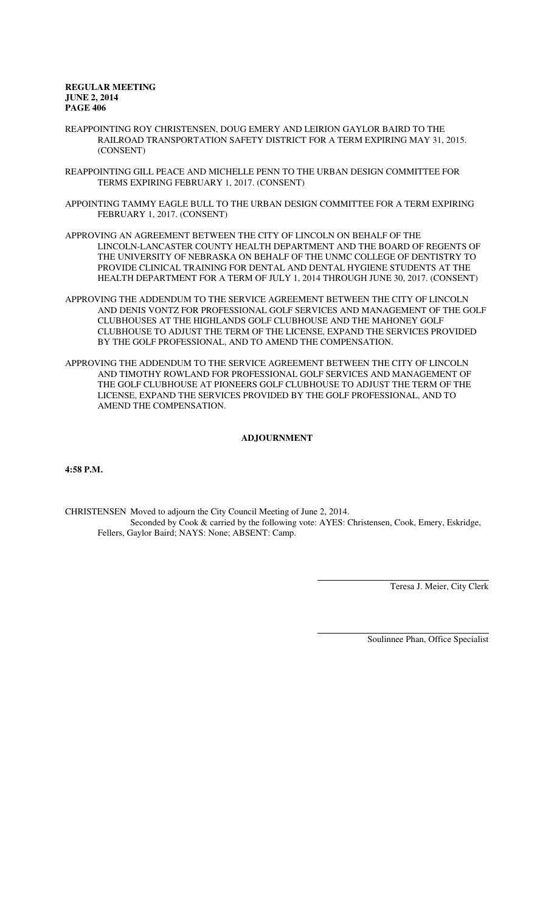REAPPOINTING ROY CHRISTENSEN, DOUG EMERY AND LEIRION GAYLOR BAIRD TO THE RAILROAD TRANSPORTATION SAFETY DISTRICT FOR A TERM EXPIRING MAY 31, 2015. (CONSENT)

REAPPOINTING GILL PEACE AND MICHELLE PENN TO THE URBAN DESIGN COMMITTEE FOR TERMS EXPIRING FEBRUARY 1, 2017. (CONSENT)

APPOINTING TAMMY EAGLE BULL TO THE URBAN DESIGN COMMITTEE FOR A TERM EXPIRING FEBRUARY 1, 2017. (CONSENT)

APPROVING AN AGREEMENT BETWEEN THE CITY OF LINCOLN ON BEHALF OF THE LINCOLN-LANCASTER COUNTY HEALTH DEPARTMENT AND THE BOARD OF REGENTS OF THE UNIVERSITY OF NEBRASKA ON BEHALF OF THE UNMC COLLEGE OF DENTISTRY TO PROVIDE CLINICAL TRAINING FOR DENTAL AND DENTAL HYGIENE STUDENTS AT THE HEALTH DEPARTMENT FOR A TERM OF JULY 1, 2014 THROUGH JUNE 30, 2017. (CONSENT)

APPROVING THE ADDENDUM TO THE SERVICE AGREEMENT BETWEEN THE CITY OF LINCOLN AND DENIS VONTZ FOR PROFESSIONAL GOLF SERVICES AND MANAGEMENT OF THE GOLF CLUBHOUSES AT THE HIGHLANDS GOLF CLUBHOUSE AND THE MAHONEY GOLF CLUBHOUSE TO ADJUST THE TERM OF THE LICENSE, EXPAND THE SERVICES PROVIDED BY THE GOLF PROFESSIONAL, AND TO AMEND THE COMPENSATION.

APPROVING THE ADDENDUM TO THE SERVICE AGREEMENT BETWEEN THE CITY OF LINCOLN AND TIMOTHY ROWLAND FOR PROFESSIONAL GOLF SERVICES AND MANAGEMENT OF THE GOLF CLUBHOUSE AT PIONEERS GOLF CLUBHOUSE TO ADJUST THE TERM OF THE LICENSE, EXPAND THE SERVICES PROVIDED BY THE GOLF PROFESSIONAL, AND TO AMEND THE COMPENSATION.

## ADJOURNMENT

**4:58 P.M.**

CHRISTENSEN Moved to adjourn the City Council Meeting of June 2, 2014.
Seconded by Cook & carried by the following vote: AYES: Christensen, Cook, Emery, Eskridge, Fellers, Gaylor Baird; NAYS: None; ABSENT: Camp.

Teresa J. Meier, City Clerk

Soulinnee Phan, Office Specialist